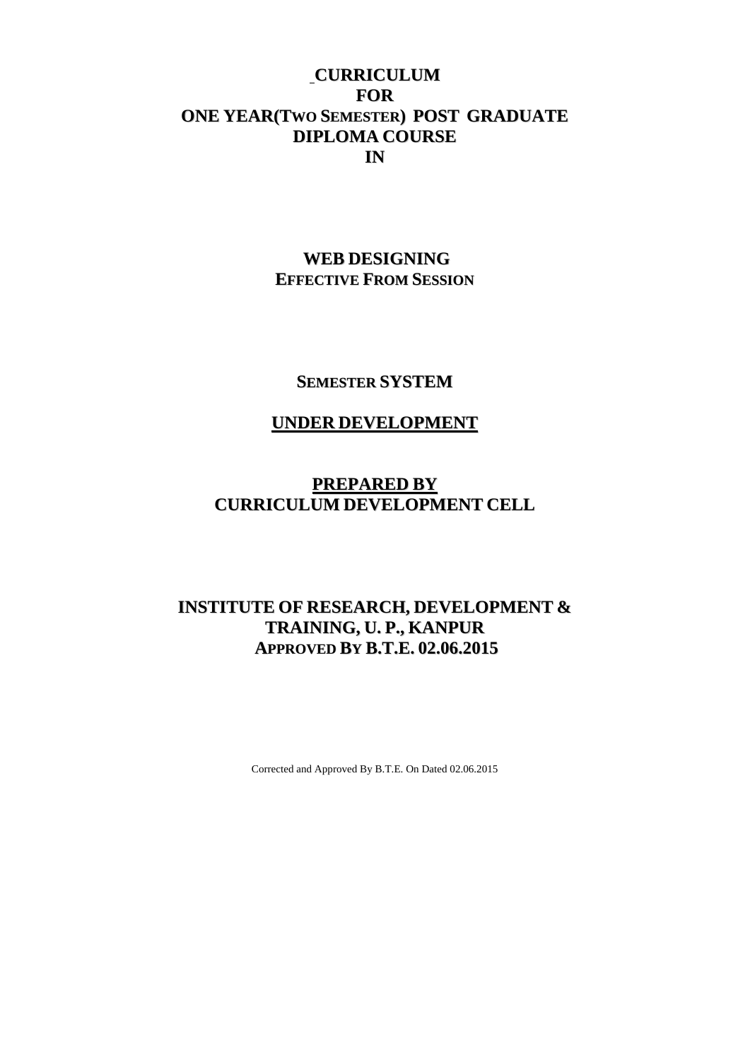# CURRICULUM
# FOR
# ONE YEAR(TWO SEMESTER) POST GRADUATE DIPLOMA COURSE
# IN

## WEB DESIGNING

**EFFECTIVE FROM SESSION**

**SEMESTER SYSTEM**

**UNDER DEVELOPMENT**

**PREPARED BY**

**CURRICULUM DEVELOPMENT CELL**

**INSTITUTE OF RESEARCH, DEVELOPMENT & TRAINING, U. P., KANPUR**

**APPROVED BY B.T.E. 02.06.2015**

Corrected and Approved By B.T.E. On Dated 02.06.2015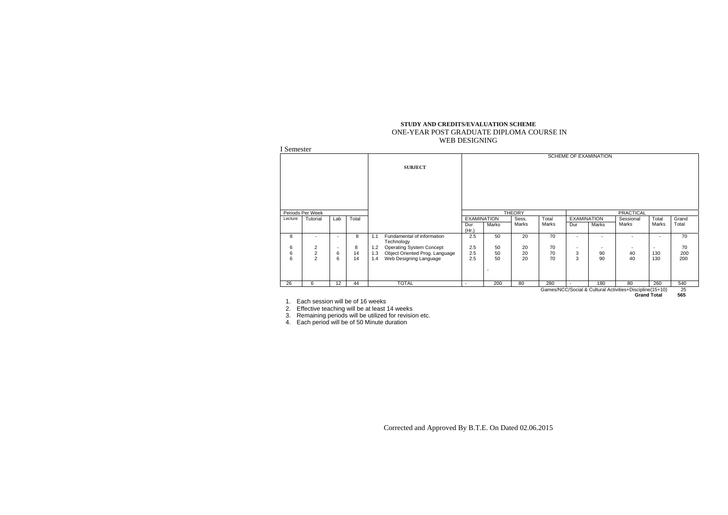**STUDY AND CREDITS/EVALUATION SCHEME**
ONE-YEAR POST GRADUATE DIPLOMA COURSE IN
WEB DESIGNING

I Semester

| Periods Per Week | | | | SUBJECT | | SCHEME OF EXAMINATION | | | | | | | | |
|---|---|---|---|---|---|---|---|---|---|---|---|---|---|---|
| | | | | | | THEORY | | | | PRACTICAL | | | | |
| | | | | | | EXAMINATION | | Sess. Marks | Total Marks | EXAMINATION | | Sessional Marks | Total Marks | Grand Total |
| Lecture | Tutorial | Lab | Total | | | Dur (Hr.) | Marks | | | Dur | Marks | | | |
| 8 | - | - | 8 | 1.1 | Fundamental of information Technology | 2.5 | 50 | 20 | 70 | - | - | - | - | 70 |
| 6 | 2 | - | 8 | 1.2 | Operating System Concept | 2.5 | 50 | 20 | 70 | - | - | - | - | 70 |
| 6 | 2 | 6 | 14 | 1.3 | Object Oriented Prog. Language | 2.5 | 50 | 20 | 70 | 3 | 90 | 40 | 130 | 200 |
| 6 | 2 | 6 | 14 | 1.4 | Web Designing Language | 2.5 | 50 | 20 | 70 | 3 | 90 | 40 | 130 | 200 |
| 26 | 6 | 12 | 44 | | TOTAL | - | 200 | 80 | 280 | - | 180 | 80 | 260 | 540 |
| | | | | | | | | | | Games/NCC/Social & Cultural Activities+Discipline(15+10) | | | | 25 |
| | | | | | | | | | | | | | **Grand Total** | **565** |

1. Each session will be of 16 weeks
2. Effective teaching will be at least 14 weeks
3. Remaining periods will be utilized for revision etc.
4. Each period will be of 50 Minute duration

Corrected and Approved By B.T.E. On Dated 02.06.2015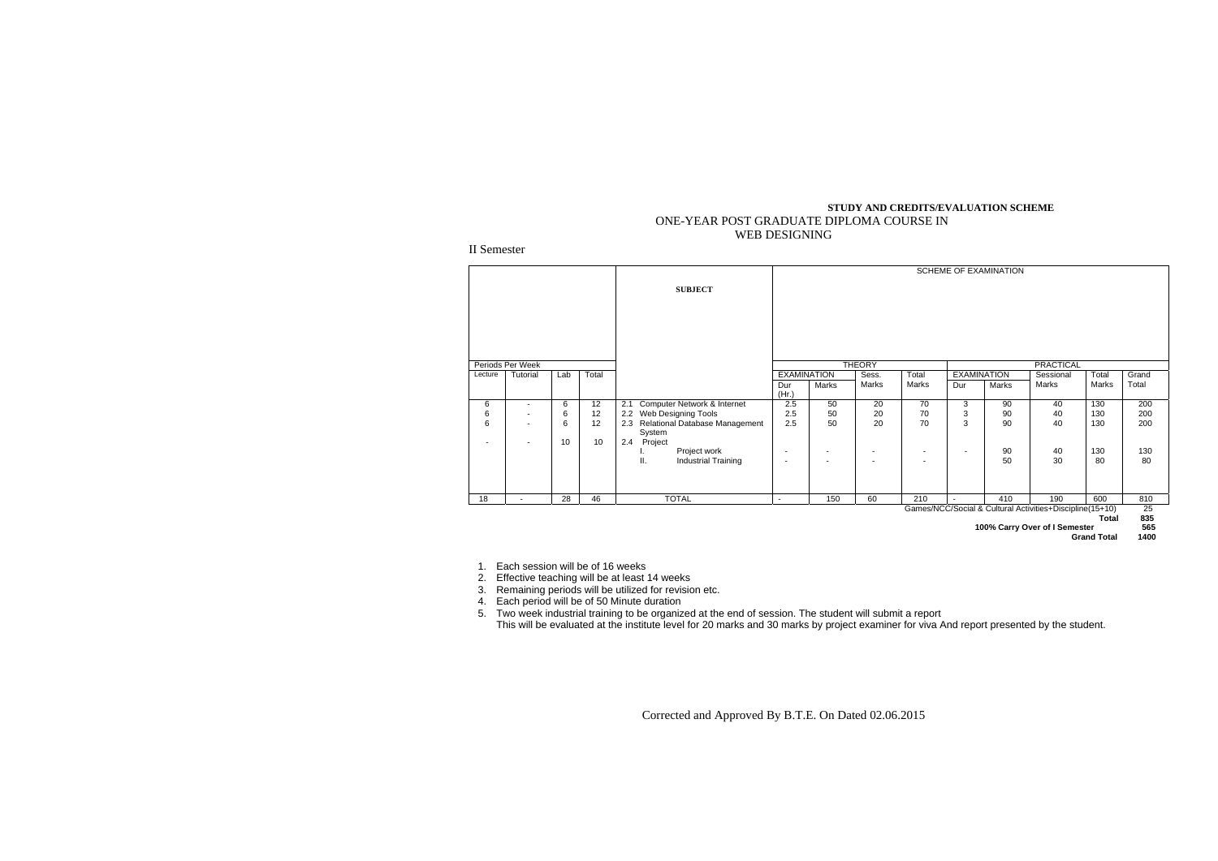**STUDY AND CREDITS/EVALUATION SCHEME**

ONE-YEAR POST GRADUATE DIPLOMA COURSE IN
WEB DESIGNING

II Semester

| Periods Per Week | | | | SUBJECT | SCHEME OF EXAMINATION | | | | | | | | | |
|---|---|---|---|---|---|---|---|---|---|---|---|---|---|
| | | | | | THEORY | | | | PRACTICAL | | | | | |
| Lecture | Tutorial | Lab | Total | | EXAMINATION | | Sess. Marks | Total Marks | EXAMINATION | | Sessional Marks | Total Marks | Grand Total |
| | | | | | Dur (Hr.) | Marks | | | Dur | Marks | | | |
| 6 | - | 6 | 12 | 2.1 Computer Network & Internet | 2.5 | 50 | 20 | 70 | 3 | 90 | 40 | 130 | 200 |
| 6 | - | 6 | 12 | 2.2 Web Designing Tools | 2.5 | 50 | 20 | 70 | 3 | 90 | 40 | 130 | 200 |
| 6 | - | 6 | 12 | 2.3 Relational Database Management System | 2.5 | 50 | 20 | 70 | 3 | 90 | 40 | 130 | 200 |
| - | - | 10 | 10 | 2.4 Project | | | | | | | | | |
| | | | | I. Project work | - | - | - | - | - | 90 | 40 | 130 | 130 |
| | | | | II. Industrial Training | - | - | - | - | | 50 | 30 | 80 | 80 |
| 18 | - | 28 | 46 | TOTAL | - | 150 | 60 | 210 | - | 410 | 190 | 600 | 810 |

Games/NCC/Social & Cultural Activities+Discipline(15+10) 25
**Total 835**
**100% Carry Over of I Semester 565**
**Grand Total 1400**

1. Each session will be of 16 weeks
2. Effective teaching will be at least 14 weeks
3. Remaining periods will be utilized for revision etc.
4. Each period will be of 50 Minute duration
5. Two week industrial training to be organized at the end of session. The student will submit a report
   This will be evaluated at the institute level for 20 marks and 30 marks by project examiner for viva And report presented by the student.

Corrected and Approved By B.T.E. On Dated 02.06.2015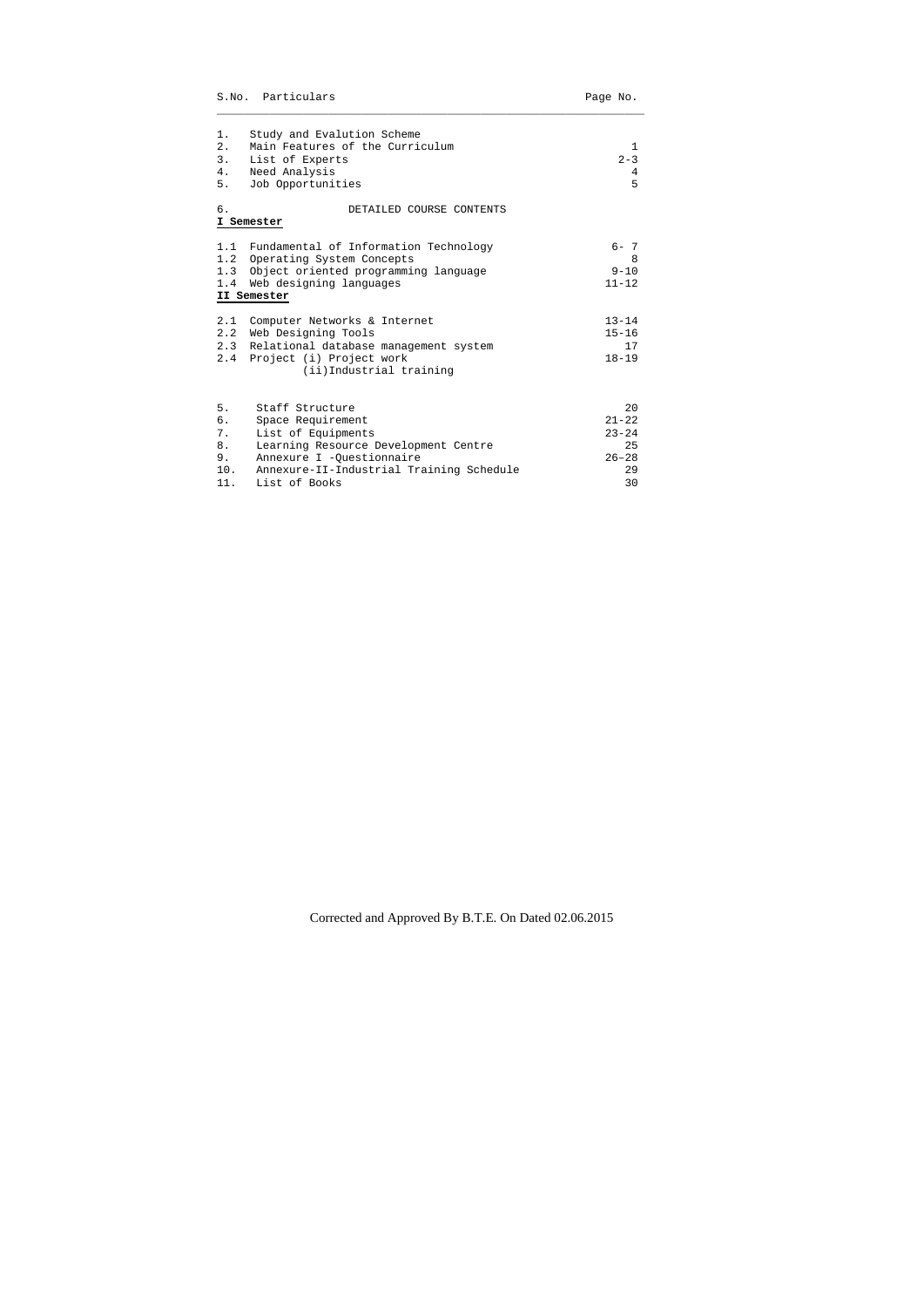| S.No. | Particulars | Page No. |
|---|---|---|
| 1. | Study and Evalution Scheme | |
| 2. | Main Features of the Curriculum | 1 |
| 3. | List of Experts | 2-3 |
| 4. | Need Analysis | 4 |
| 5. | Job Opportunities | 5 |
| 6. | DETAILED COURSE CONTENTS | |
| | **I Semester** | |
| 1.1 | Fundamental of Information Technology | 6- 7 |
| 1.2 | Operating System Concepts | 8 |
| 1.3 | Object oriented programming language | 9-10 |
| 1.4 | Web designing languages | 11-12 |
| | **II Semester** | |
| 2.1 | Computer Networks & Internet | 13-14 |
| 2.2 | Web Designing Tools | 15-16 |
| 2.3 | Relational database management system | 17 |
| 2.4 | Project (i) Project work<br>(ii)Industrial training | 18-19 |
| 5. | Staff Structure | 20 |
| 6. | Space Requirement | 21-22 |
| 7. | List of Equipments | 23-24 |
| 8. | Learning Resource Development Centre | 25 |
| 9. | Annexure I -Questionnaire | 26–28 |
| 10. | Annexure-II-Industrial Training Schedule | 29 |
| 11. | List of Books | 30 |

Corrected and Approved By B.T.E. On Dated 02.06.2015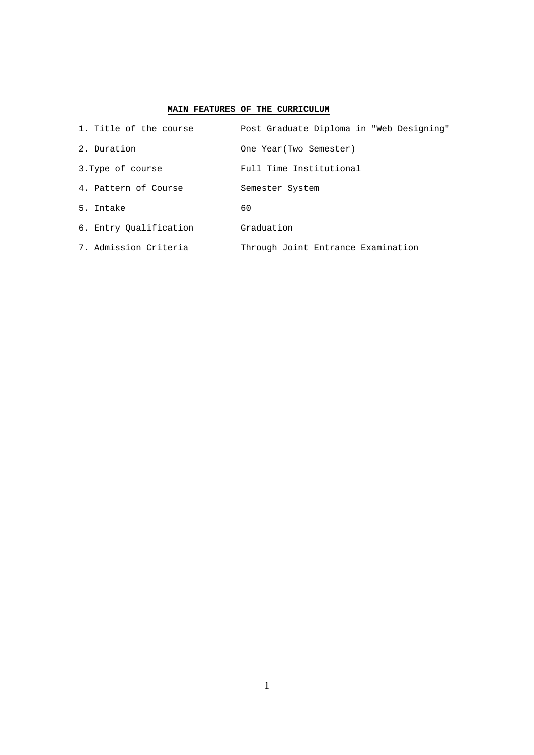## MAIN FEATURES OF THE CURRICULUM

| | |
|---|---|
| 1. Title of the course | Post Graduate Diploma in "Web Designing" |
| 2. Duration | One Year(Two Semester) |
| 3.Type of course | Full Time Institutional |
| 4. Pattern of Course | Semester System |
| 5. Intake | 60 |
| 6. Entry Qualification | Graduation |
| 7. Admission Criteria | Through Joint Entrance Examination |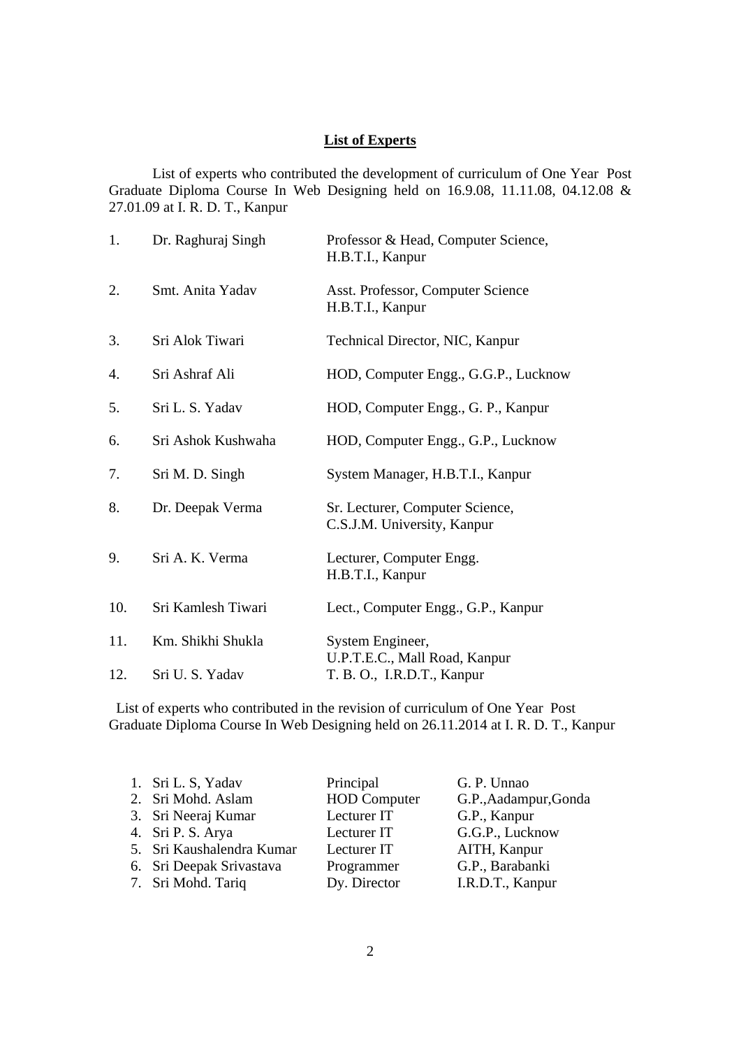## List of Experts

List of experts who contributed the development of curriculum of One Year Post Graduate Diploma Course In Web Designing held on 16.9.08, 11.11.08, 04.12.08 & 27.01.09 at I. R. D. T., Kanpur

| | | |
|---|---|---|
| 1. | Dr. Raghuraj Singh | Professor & Head, Computer Science, H.B.T.I., Kanpur |
| 2. | Smt. Anita Yadav | Asst. Professor, Computer Science H.B.T.I., Kanpur |
| 3. | Sri Alok Tiwari | Technical Director, NIC, Kanpur |
| 4. | Sri Ashraf Ali | HOD, Computer Engg., G.G.P., Lucknow |
| 5. | Sri L. S. Yadav | HOD, Computer Engg., G. P., Kanpur |
| 6. | Sri Ashok Kushwaha | HOD, Computer Engg., G.P., Lucknow |
| 7. | Sri M. D. Singh | System Manager, H.B.T.I., Kanpur |
| 8. | Dr. Deepak Verma | Sr. Lecturer, Computer Science, C.S.J.M. University, Kanpur |
| 9. | Sri A. K. Verma | Lecturer, Computer Engg. H.B.T.I., Kanpur |
| 10. | Sri Kamlesh Tiwari | Lect., Computer Engg., G.P., Kanpur |
| 11. | Km. Shikhi Shukla | System Engineer, U.P.T.E.C., Mall Road, Kanpur |
| 12. | Sri U. S. Yadav | T. B. O., I.R.D.T., Kanpur |

List of experts who contributed in the revision of curriculum of One Year Post Graduate Diploma Course In Web Designing held on 26.11.2014 at I. R. D. T., Kanpur

| | | | |
|---|---|---|---|
| 1. | Sri L. S, Yadav | Principal | G. P. Unnao |
| 2. | Sri Mohd. Aslam | HOD Computer | G.P.,Aadampur,Gonda |
| 3. | Sri Neeraj Kumar | Lecturer IT | G.P., Kanpur |
| 4. | Sri P. S. Arya | Lecturer IT | G.G.P., Lucknow |
| 5. | Sri Kaushalendra Kumar | Lecturer IT | AITH, Kanpur |
| 6. | Sri Deepak Srivastava | Programmer | G.P., Barabanki |
| 7. | Sri Mohd. Tariq | Dy. Director | I.R.D.T., Kanpur |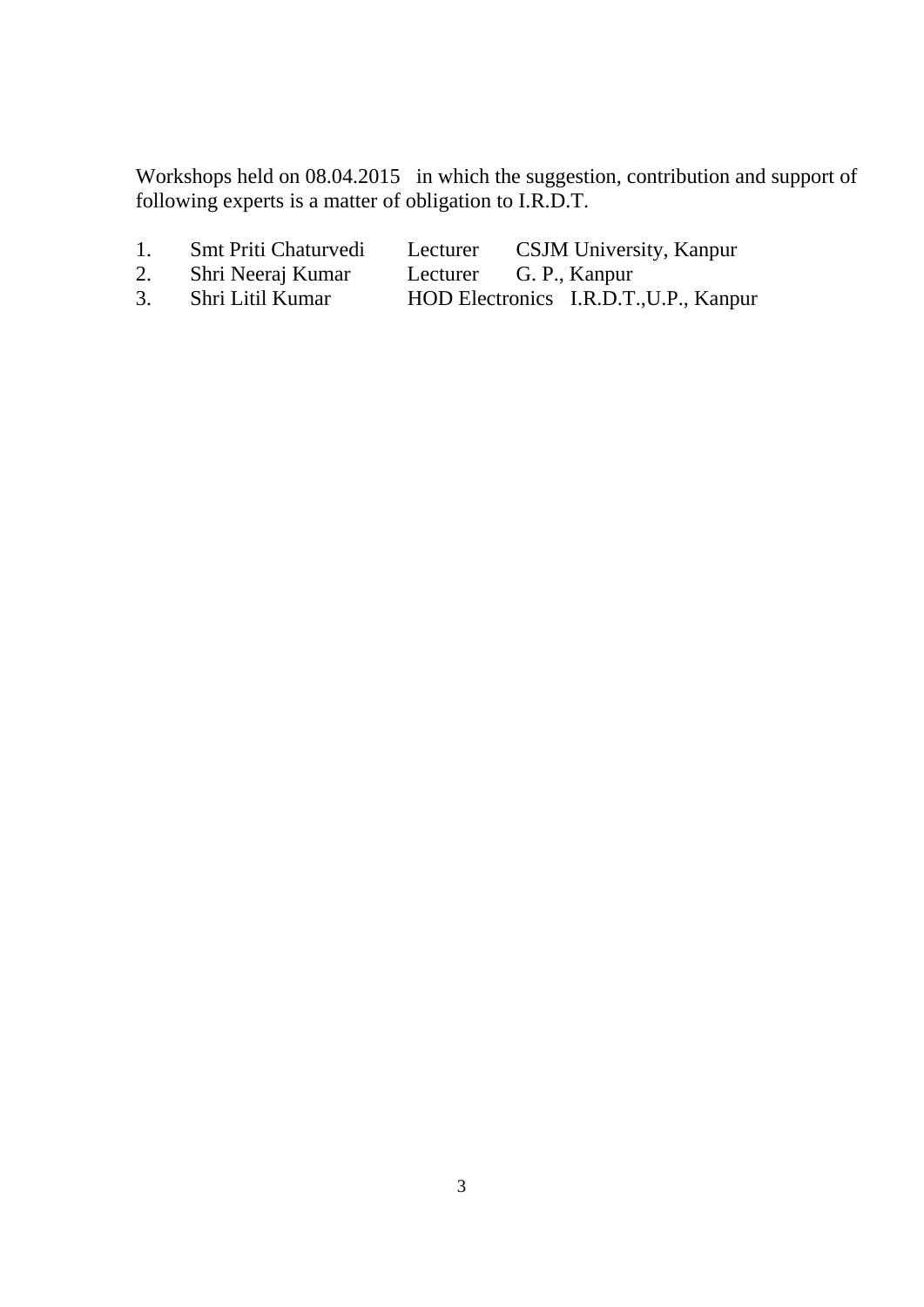Workshops held on 08.04.2015 in which the suggestion, contribution and support of following experts is a matter of obligation to I.R.D.T.

1. Smt Priti Chaturvedi Lecturer CSJM University, Kanpur
2. Shri Neeraj Kumar Lecturer G. P., Kanpur
3. Shri Litil Kumar HOD Electronics I.R.D.T.,U.P., Kanpur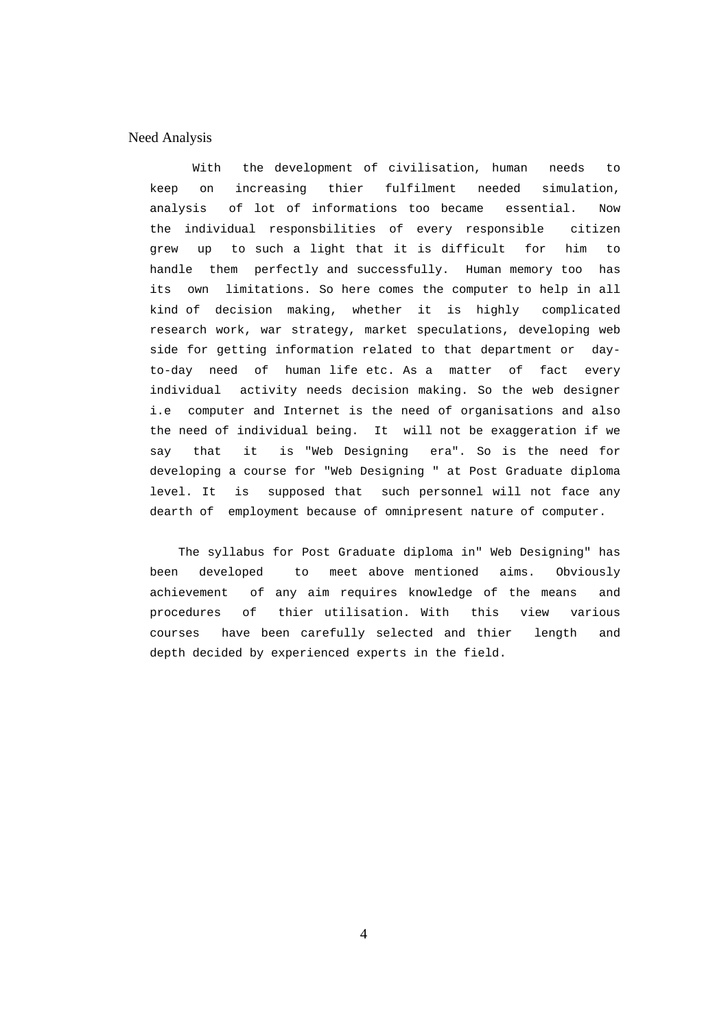## Need Analysis

With the development of civilisation, human needs to keep on increasing thier fulfilment needed simulation, analysis of lot of informations too became essential. Now the individual responsbilities of every responsible citizen grew up to such a light that it is difficult for him to handle them perfectly and successfully. Human memory too has its own limitations. So here comes the computer to help in all kind of decision making, whether it is highly complicated research work, war strategy, market speculations, developing web side for getting information related to that department or day-to-day need of human life etc. As a matter of fact every individual activity needs decision making. So the web designer i.e computer and Internet is the need of organisations and also the need of individual being. It will not be exaggeration if we say that it is "Web Designing era". So is the need for developing a course for "Web Designing " at Post Graduate diploma level. It is supposed that such personnel will not face any dearth of employment because of omnipresent nature of computer.

The syllabus for Post Graduate diploma in" Web Designing" has been developed to meet above mentioned aims. Obviously achievement of any aim requires knowledge of the means and procedures of thier utilisation. With this view various courses have been carefully selected and thier length and depth decided by experienced experts in the field.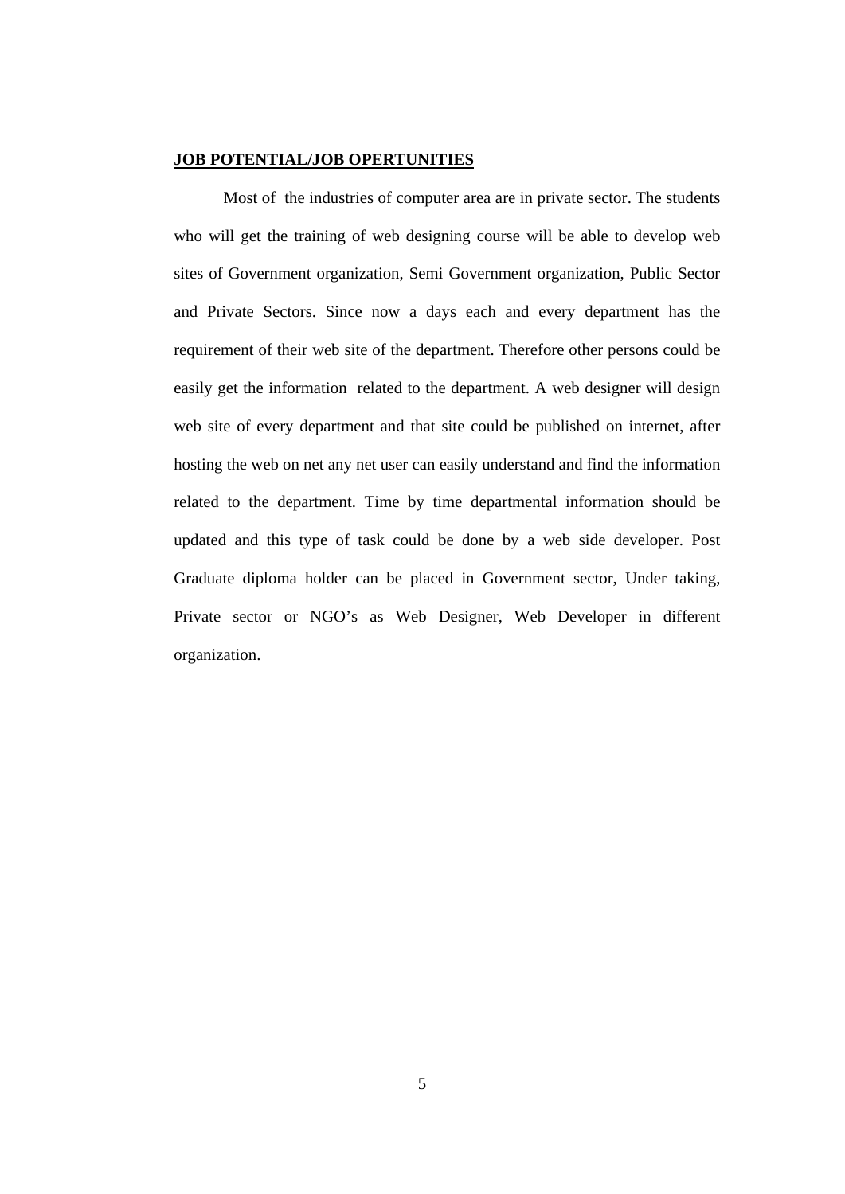**JOB POTENTIAL/JOB OPERTUNITIES**

Most of the industries of computer area are in private sector. The students who will get the training of web designing course will be able to develop web sites of Government organization, Semi Government organization, Public Sector and Private Sectors. Since now a days each and every department has the requirement of their web site of the department. Therefore other persons could be easily get the information related to the department. A web designer will design web site of every department and that site could be published on internet, after hosting the web on net any net user can easily understand and find the information related to the department. Time by time departmental information should be updated and this type of task could be done by a web side developer. Post Graduate diploma holder can be placed in Government sector, Under taking, Private sector or NGO's as Web Designer, Web Developer in different organization.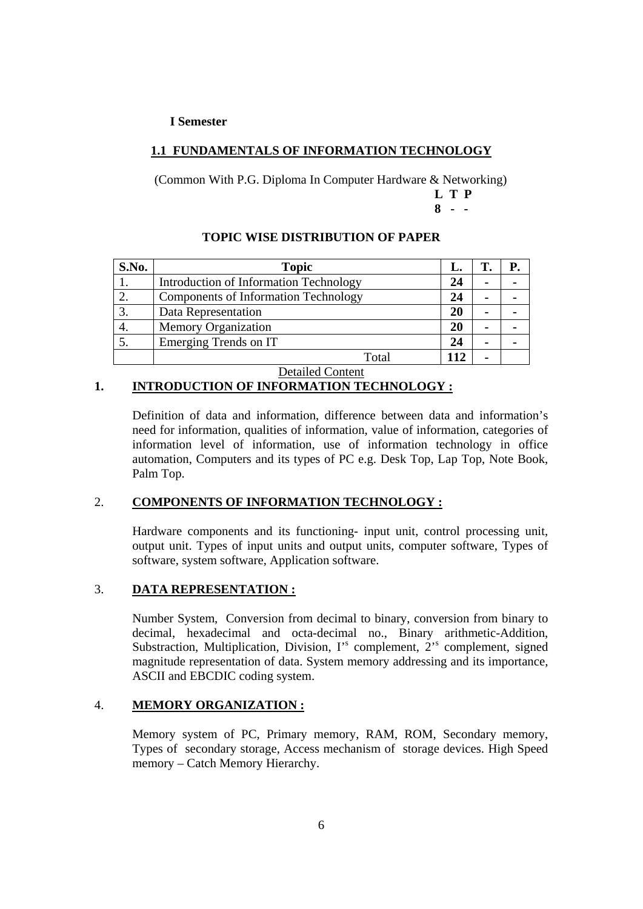**I Semester**

## 1.1 FUNDAMENTALS OF INFORMATION TECHNOLOGY

(Common With P.G. Diploma In Computer Hardware & Networking)

**L T P**
**8 - -**

### TOPIC WISE DISTRIBUTION OF PAPER

| S.No. | Topic | L. | T. | P. |
|---|---|---|---|---|
| 1. | Introduction of Information Technology | 24 | - | - |
| 2. | Components of Information Technology | 24 | - | - |
| 3. | Data Representation | 20 | - | - |
| 4. | Memory Organization | 20 | - | - |
| 5. | Emerging Trends on IT | 24 | - | - |
| | Total | 112 | - | |

Detailed Content

### 1. INTRODUCTION OF INFORMATION TECHNOLOGY :

Definition of data and information, difference between data and information's need for information, qualities of information, value of information, categories of information level of information, use of information technology in office automation, Computers and its types of PC e.g. Desk Top, Lap Top, Note Book, Palm Top.

### 2. COMPONENTS OF INFORMATION TECHNOLOGY :

Hardware components and its functioning- input unit, control processing unit, output unit. Types of input units and output units, computer software, Types of software, system software, Application software.

### 3. DATA REPRESENTATION :

Number System, Conversion from decimal to binary, conversion from binary to decimal, hexadecimal and octa-decimal no., Binary arithmetic-Addition, Substraction, Multiplication, Division, I's complement, 2's complement, signed magnitude representation of data. System memory addressing and its importance, ASCII and EBCDIC coding system.

### 4. MEMORY ORGANIZATION :

Memory system of PC, Primary memory, RAM, ROM, Secondary memory, Types of secondary storage, Access mechanism of storage devices. High Speed memory – Catch Memory Hierarchy.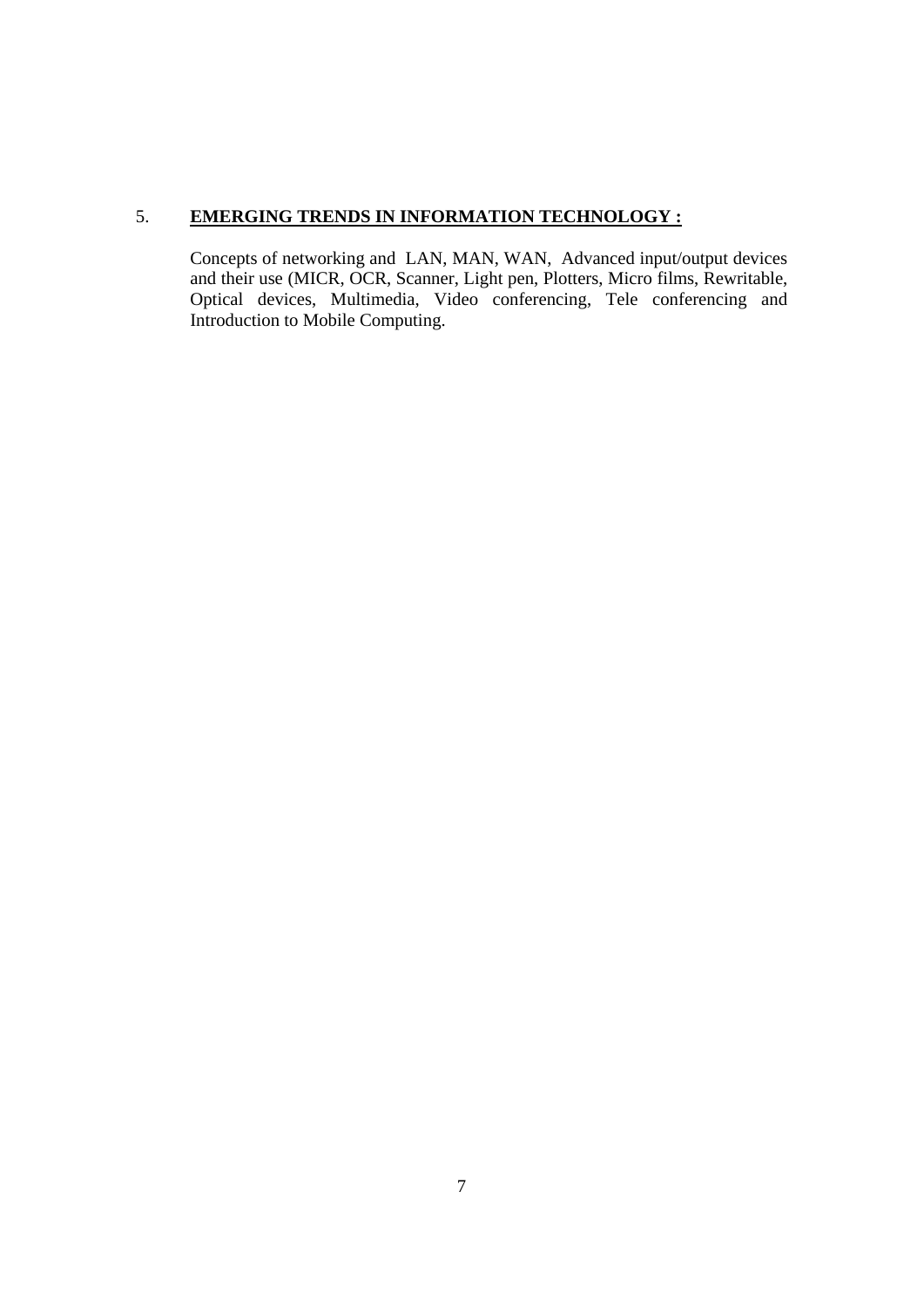5. **<u>EMERGING TRENDS IN INFORMATION TECHNOLOGY :</u>**

Concepts of networking and LAN, MAN, WAN, Advanced input/output devices and their use (MICR, OCR, Scanner, Light pen, Plotters, Micro films, Rewritable, Optical devices, Multimedia, Video conferencing, Tele conferencing and Introduction to Mobile Computing.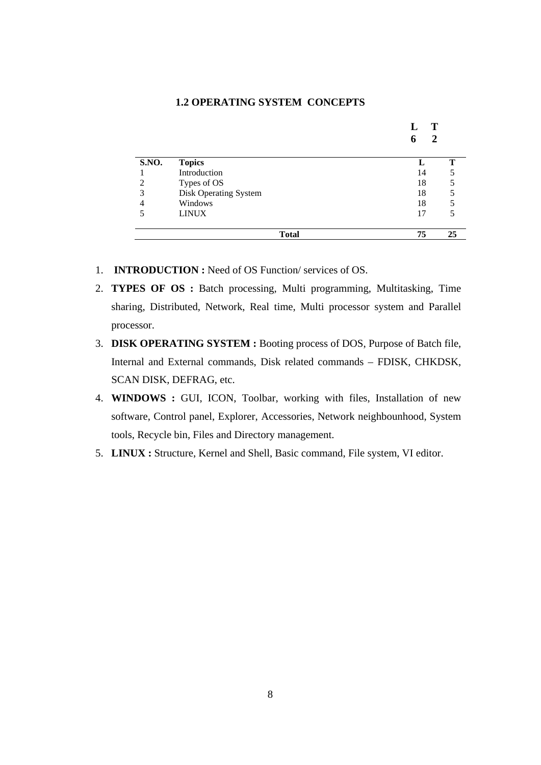## 1.2 OPERATING SYSTEM CONCEPTS

| L | T |
|---|---|
| 6 | 2 |

| S.NO. | Topics | L | T |
|---|---|---|---|
| 1 | Introduction | 14 | 5 |
| 2 | Types of OS | 18 | 5 |
| 3 | Disk Operating System | 18 | 5 |
| 4 | Windows | 18 | 5 |
| 5 | LINUX | 17 | 5 |
| | **Total** | **75** | **25** |

1. **INTRODUCTION :** Need of OS Function/ services of OS.
2. **TYPES OF OS :** Batch processing, Multi programming, Multitasking, Time sharing, Distributed, Network, Real time, Multi processor system and Parallel processor.
3. **DISK OPERATING SYSTEM :** Booting process of DOS, Purpose of Batch file, Internal and External commands, Disk related commands – FDISK, CHKDSK, SCAN DISK, DEFRAG, etc.
4. **WINDOWS :** GUI, ICON, Toolbar, working with files, Installation of new software, Control panel, Explorer, Accessories, Network neighbounhood, System tools, Recycle bin, Files and Directory management.
5. **LINUX :** Structure, Kernel and Shell, Basic command, File system, VI editor.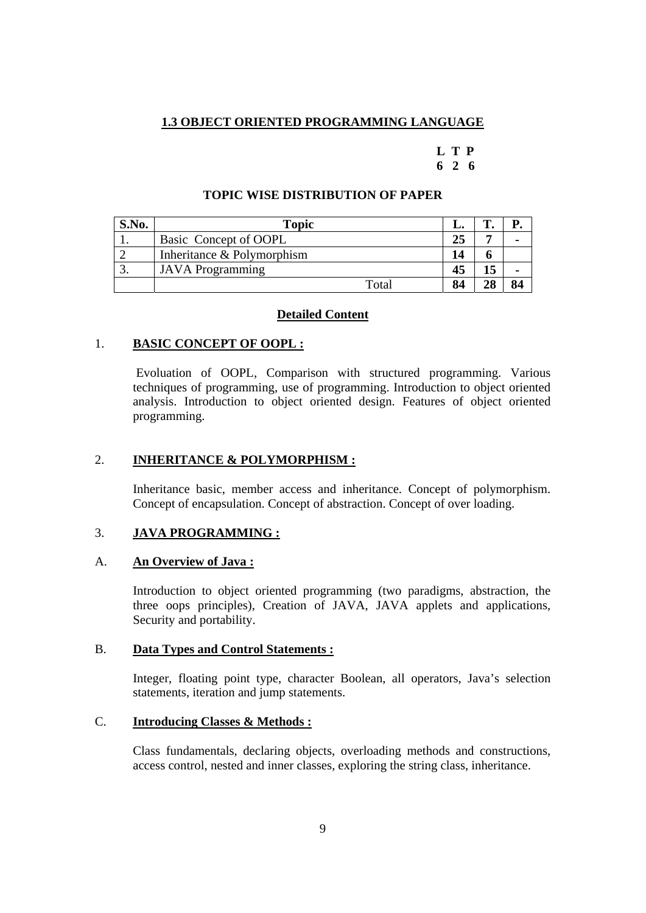## 1.3 OBJECT ORIENTED PROGRAMMING LANGUAGE

**L T P**
**6 2 6**

### TOPIC WISE DISTRIBUTION OF PAPER

| S.No. | Topic | L. | T. | P. |
|---|---|---|---|---|
| 1. | Basic Concept of OOPL | 25 | 7 | - |
| 2 | Inheritance & Polymorphism | 14 | 6 | |
| 3. | JAVA Programming | 45 | 15 | - |
| | Total | 84 | 28 | 84 |

### Detailed Content

### 1. BASIC CONCEPT OF OOPL :

Evoluation of OOPL, Comparison with structured programming. Various techniques of programming, use of programming. Introduction to object oriented analysis. Introduction to object oriented design. Features of object oriented programming.

### 2. INHERITANCE & POLYMORPHISM :

Inheritance basic, member access and inheritance. Concept of polymorphism. Concept of encapsulation. Concept of abstraction. Concept of over loading.

### 3. JAVA PROGRAMMING :

#### A. An Overview of Java :

Introduction to object oriented programming (two paradigms, abstraction, the three oops principles), Creation of JAVA, JAVA applets and applications, Security and portability.

#### B. Data Types and Control Statements :

Integer, floating point type, character Boolean, all operators, Java's selection statements, iteration and jump statements.

#### C. Introducing Classes & Methods :

Class fundamentals, declaring objects, overloading methods and constructions, access control, nested and inner classes, exploring the string class, inheritance.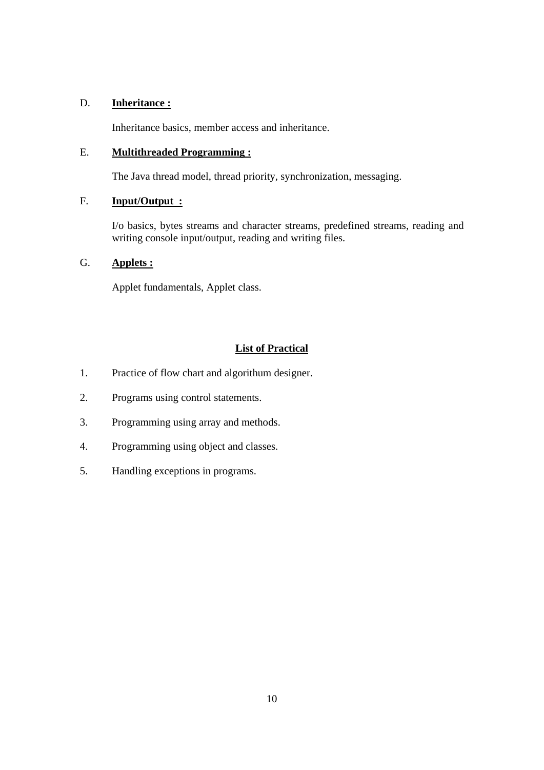D. **Inheritance :**

Inheritance basics, member access and inheritance.

E. **Multithreaded Programming :**

The Java thread model, thread priority, synchronization, messaging.

F. **Input/Output :**

I/o basics, bytes streams and character streams, predefined streams, reading and writing console input/output, reading and writing files.

G. **Applets :**

Applet fundamentals, Applet class.

**List of Practical**

1. Practice of flow chart and algorithum designer.
2. Programs using control statements.
3. Programming using array and methods.
4. Programming using object and classes.
5. Handling exceptions in programs.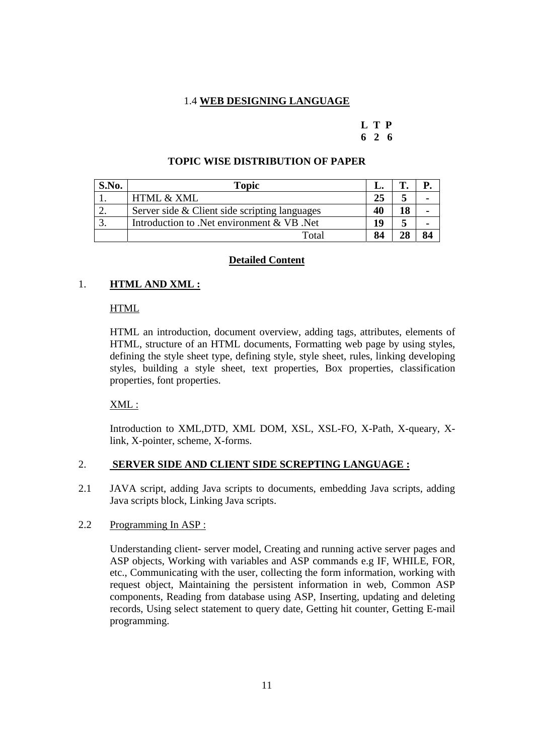## 1.4 WEB DESIGNING LANGUAGE

**L T P**
**6 2 6**

### TOPIC WISE DISTRIBUTION OF PAPER

| S.No. | Topic | L. | T. | P. |
|---|---|---|---|---|
| 1. | HTML & XML | 25 | 5 | - |
| 2. | Server side & Client side scripting languages | 40 | 18 | - |
| 3. | Introduction to .Net environment & VB .Net | 19 | 5 | - |
| | Total | 84 | 28 | 84 |

### Detailed Content

1. **HTML AND XML :**

   HTML

   HTML an introduction, document overview, adding tags, attributes, elements of HTML, structure of an HTML documents, Formatting web page by using styles, defining the style sheet type, defining style, style sheet, rules, linking developing styles, building a style sheet, text properties, Box properties, classification properties, font properties.

   XML :

   Introduction to XML,DTD, XML DOM, XSL, XSL-FO, X-Path, X-queary, X-link, X-pointer, scheme, X-forms.

2. **SERVER SIDE AND CLIENT SIDE SCREPTING LANGUAGE :**

2.1 JAVA script, adding Java scripts to documents, embedding Java scripts, adding Java scripts block, Linking Java scripts.

2.2 Programming In ASP :

Understanding client- server model, Creating and running active server pages and ASP objects, Working with variables and ASP commands e.g IF, WHILE, FOR, etc., Communicating with the user, collecting the form information, working with request object, Maintaining the persistent information in web, Common ASP components, Reading from database using ASP, Inserting, updating and deleting records, Using select statement to query date, Getting hit counter, Getting E-mail programming.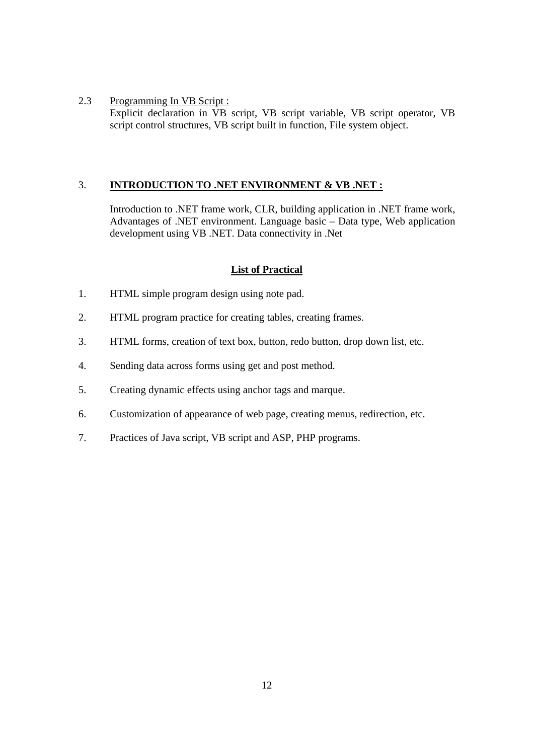2.3 Programming In VB Script :
Explicit declaration in VB script, VB script variable, VB script operator, VB script control structures, VB script built in function, File system object.

3. **INTRODUCTION TO .NET ENVIRONMENT & VB .NET :**

Introduction to .NET frame work, CLR, building application in .NET frame work, Advantages of .NET environment. Language basic – Data type, Web application development using VB .NET. Data connectivity in .Net

**List of Practical**

1. HTML simple program design using note pad.
2. HTML program practice for creating tables, creating frames.
3. HTML forms, creation of text box, button, redo button, drop down list, etc.
4. Sending data across forms using get and post method.
5. Creating dynamic effects using anchor tags and marque.
6. Customization of appearance of web page, creating menus, redirection, etc.
7. Practices of Java script, VB script and ASP, PHP programs.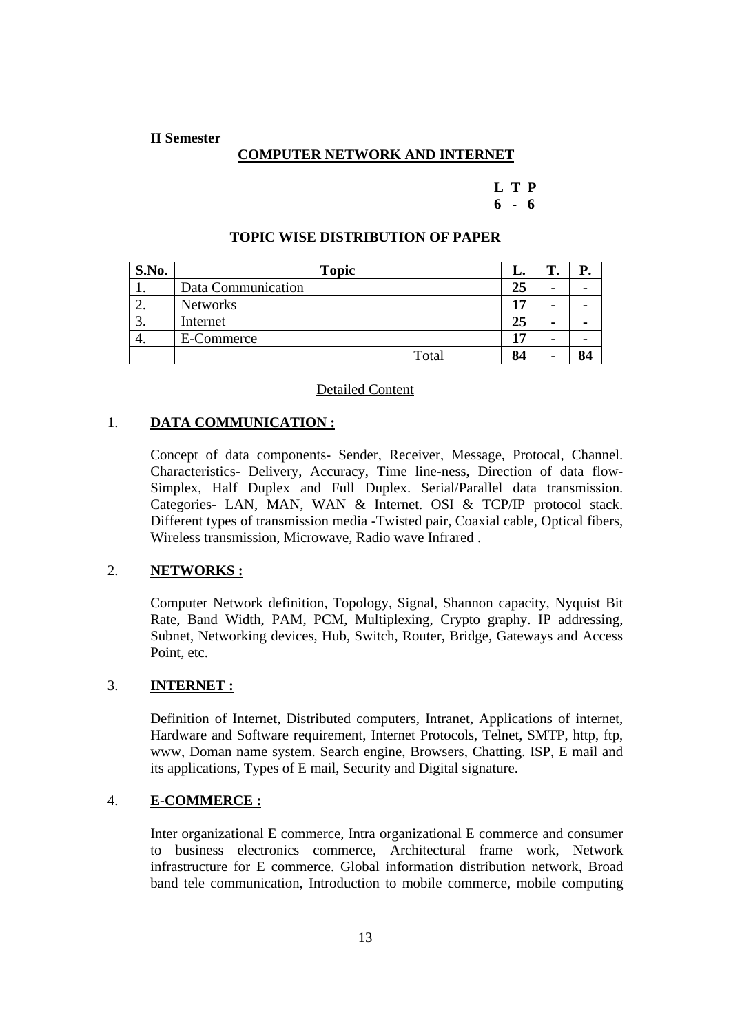**II Semester**

## COMPUTER NETWORK AND INTERNET

**L T P**
**6 - 6**

### TOPIC WISE DISTRIBUTION OF PAPER

| S.No. | Topic | L. | T. | P. |
|---|---|---|---|---|
| 1. | Data Communication | 25 | - | - |
| 2. | Networks | 17 | - | - |
| 3. | Internet | 25 | - | - |
| 4. | E-Commerce | 17 | - | - |
| | Total | 84 | - | 84 |

Detailed Content

### 1. DATA COMMUNICATION :

Concept of data components- Sender, Receiver, Message, Protocal, Channel. Characteristics- Delivery, Accuracy, Time line-ness, Direction of data flow- Simplex, Half Duplex and Full Duplex. Serial/Parallel data transmission. Categories- LAN, MAN, WAN & Internet. OSI & TCP/IP protocol stack. Different types of transmission media -Twisted pair, Coaxial cable, Optical fibers, Wireless transmission, Microwave, Radio wave Infrared .

### 2. NETWORKS :

Computer Network definition, Topology, Signal, Shannon capacity, Nyquist Bit Rate, Band Width, PAM, PCM, Multiplexing, Crypto graphy. IP addressing, Subnet, Networking devices, Hub, Switch, Router, Bridge, Gateways and Access Point, etc.

### 3. INTERNET :

Definition of Internet, Distributed computers, Intranet, Applications of internet, Hardware and Software requirement, Internet Protocols, Telnet, SMTP, http, ftp, www, Doman name system. Search engine, Browsers, Chatting. ISP, E mail and its applications, Types of E mail, Security and Digital signature.

### 4. E-COMMERCE :

Inter organizational E commerce, Intra organizational E commerce and consumer to business electronics commerce, Architectural frame work, Network infrastructure for E commerce. Global information distribution network, Broad band tele communication, Introduction to mobile commerce, mobile computing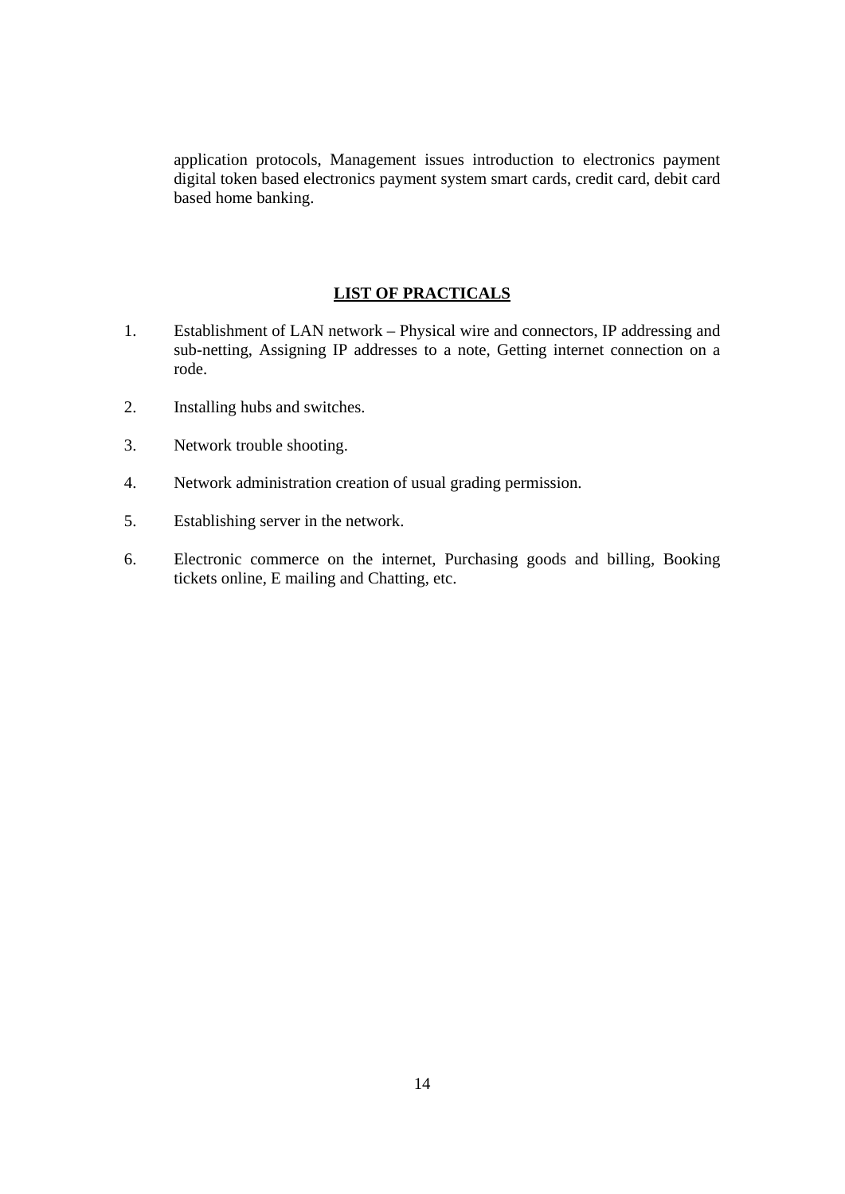application protocols, Management issues introduction to electronics payment digital token based electronics payment system smart cards, credit card, debit card based home banking.

## LIST OF PRACTICALS

1. Establishment of LAN network – Physical wire and connectors, IP addressing and sub-netting, Assigning IP addresses to a note, Getting internet connection on a rode.

2. Installing hubs and switches.

3. Network trouble shooting.

4. Network administration creation of usual grading permission.

5. Establishing server in the network.

6. Electronic commerce on the internet, Purchasing goods and billing, Booking tickets online, E mailing and Chatting, etc.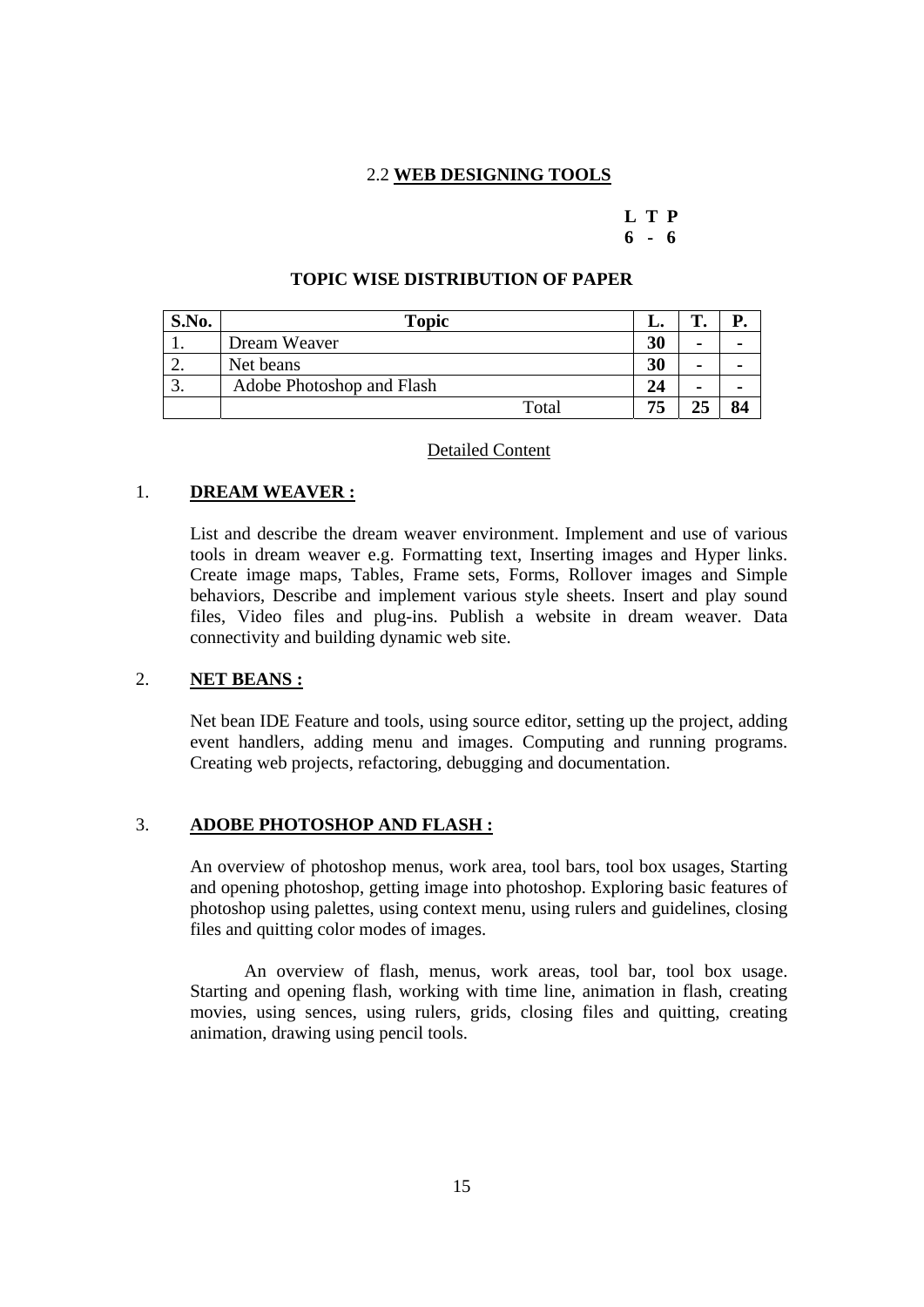## 2.2 **WEB DESIGNING TOOLS**

**L T P**
**6 - 6**

### TOPIC WISE DISTRIBUTION OF PAPER

| S.No. | Topic | L. | T. | P. |
|---|---|---|---|---|
| 1. | Dream Weaver | **30** | **-** | **-** |
| 2. | Net beans | **30** | **-** | **-** |
| 3. | Adobe Photoshop and Flash | **24** | **-** | **-** |
| | Total | **75** | **25** | **84** |

Detailed Content

### 1. **DREAM WEAVER :**

List and describe the dream weaver environment. Implement and use of various tools in dream weaver e.g. Formatting text, Inserting images and Hyper links. Create image maps, Tables, Frame sets, Forms, Rollover images and Simple behaviors, Describe and implement various style sheets. Insert and play sound files, Video files and plug-ins. Publish a website in dream weaver. Data connectivity and building dynamic web site.

### 2. **NET BEANS :**

Net bean IDE Feature and tools, using source editor, setting up the project, adding event handlers, adding menu and images. Computing and running programs. Creating web projects, refactoring, debugging and documentation.

### 3. **ADOBE PHOTOSHOP AND FLASH :**

An overview of photoshop menus, work area, tool bars, tool box usages, Starting and opening photoshop, getting image into photoshop. Exploring basic features of photoshop using palettes, using context menu, using rulers and guidelines, closing files and quitting color modes of images.

An overview of flash, menus, work areas, tool bar, tool box usage. Starting and opening flash, working with time line, animation in flash, creating movies, using sences, using rulers, grids, closing files and quitting, creating animation, drawing using pencil tools.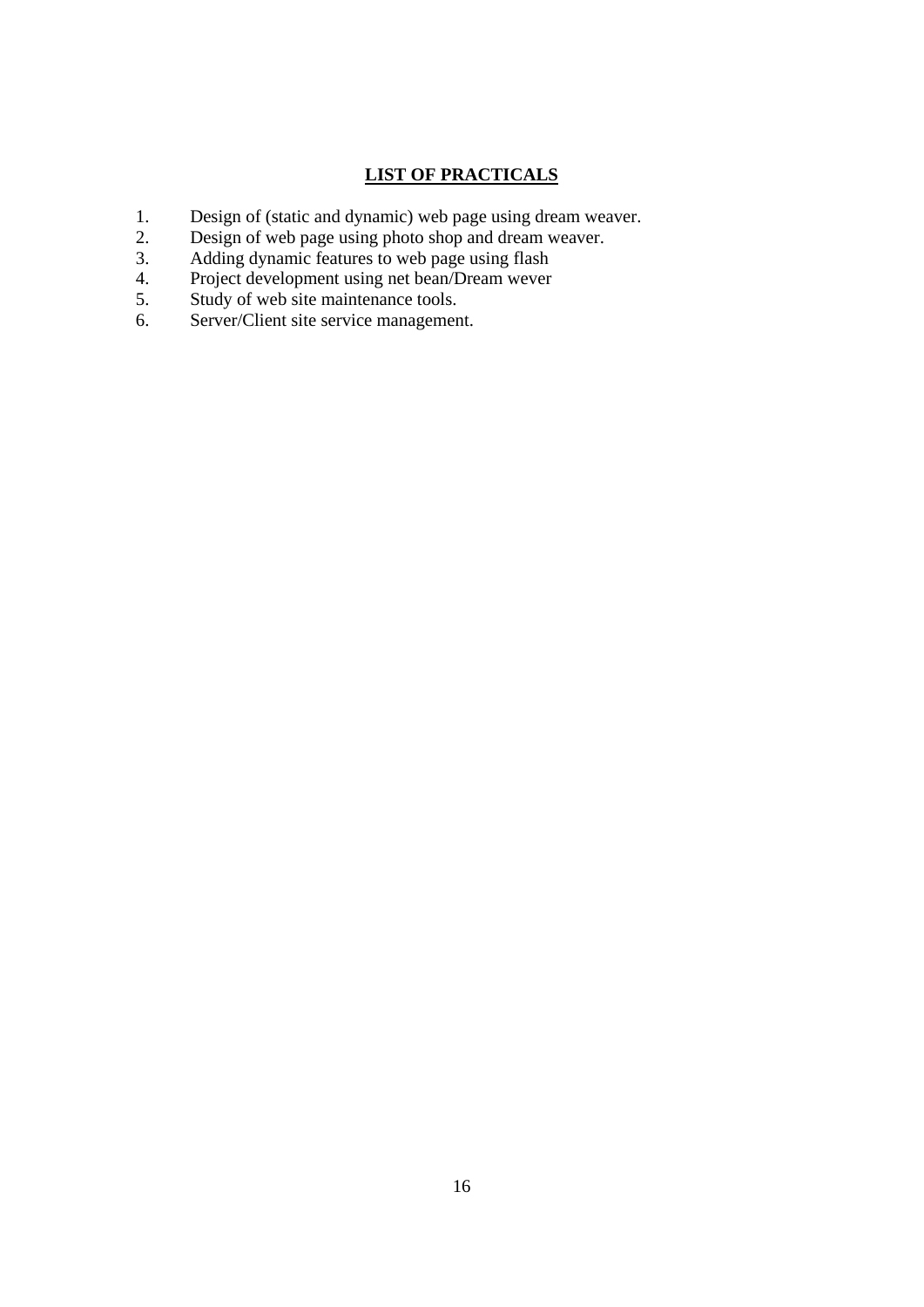## LIST OF PRACTICALS

1. Design of (static and dynamic) web page using dream weaver.
2. Design of web page using photo shop and dream weaver.
3. Adding dynamic features to web page using flash
4. Project development using net bean/Dream wever
5. Study of web site maintenance tools.
6. Server/Client site service management.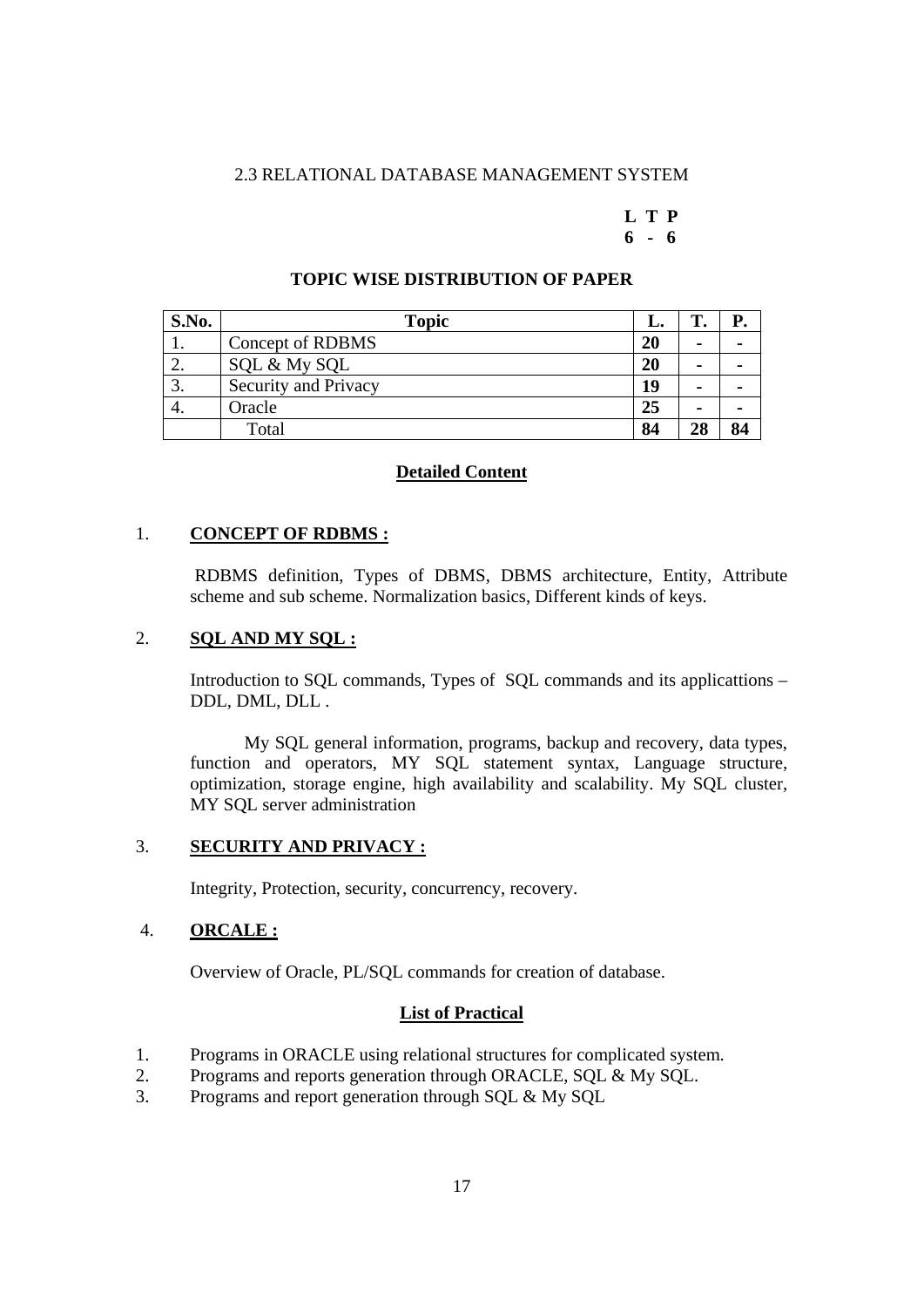## 2.3 RELATIONAL DATABASE MANAGEMENT SYSTEM

**L T P**
**6 - 6**

### TOPIC WISE DISTRIBUTION OF PAPER

| S.No. | Topic | L. | T. | P. |
|---|---|---|---|---|
| 1. | Concept of RDBMS | **20** | **-** | **-** |
| 2. | SQL & My SQL | **20** | **-** | **-** |
| 3. | Security and Privacy | **19** | **-** | **-** |
| 4. | Oracle | **25** | **-** | **-** |
| | Total | **84** | **28** | **84** |

### Detailed Content

1. **CONCEPT OF RDBMS :**

   RDBMS definition, Types of DBMS, DBMS architecture, Entity, Attribute scheme and sub scheme. Normalization basics, Different kinds of keys.

2. **SQL AND MY SQL :**

   Introduction to SQL commands, Types of SQL commands and its applicattions – DDL, DML, DLL .

   My SQL general information, programs, backup and recovery, data types, function and operators, MY SQL statement syntax, Language structure, optimization, storage engine, high availability and scalability. My SQL cluster, MY SQL server administration

3. **SECURITY AND PRIVACY :**

   Integrity, Protection, security, concurrency, recovery.

4. **ORCALE :**

   Overview of Oracle, PL/SQL commands for creation of database.

### List of Practical

1. Programs in ORACLE using relational structures for complicated system.
2. Programs and reports generation through ORACLE, SQL & My SQL.
3. Programs and report generation through SQL & My SQL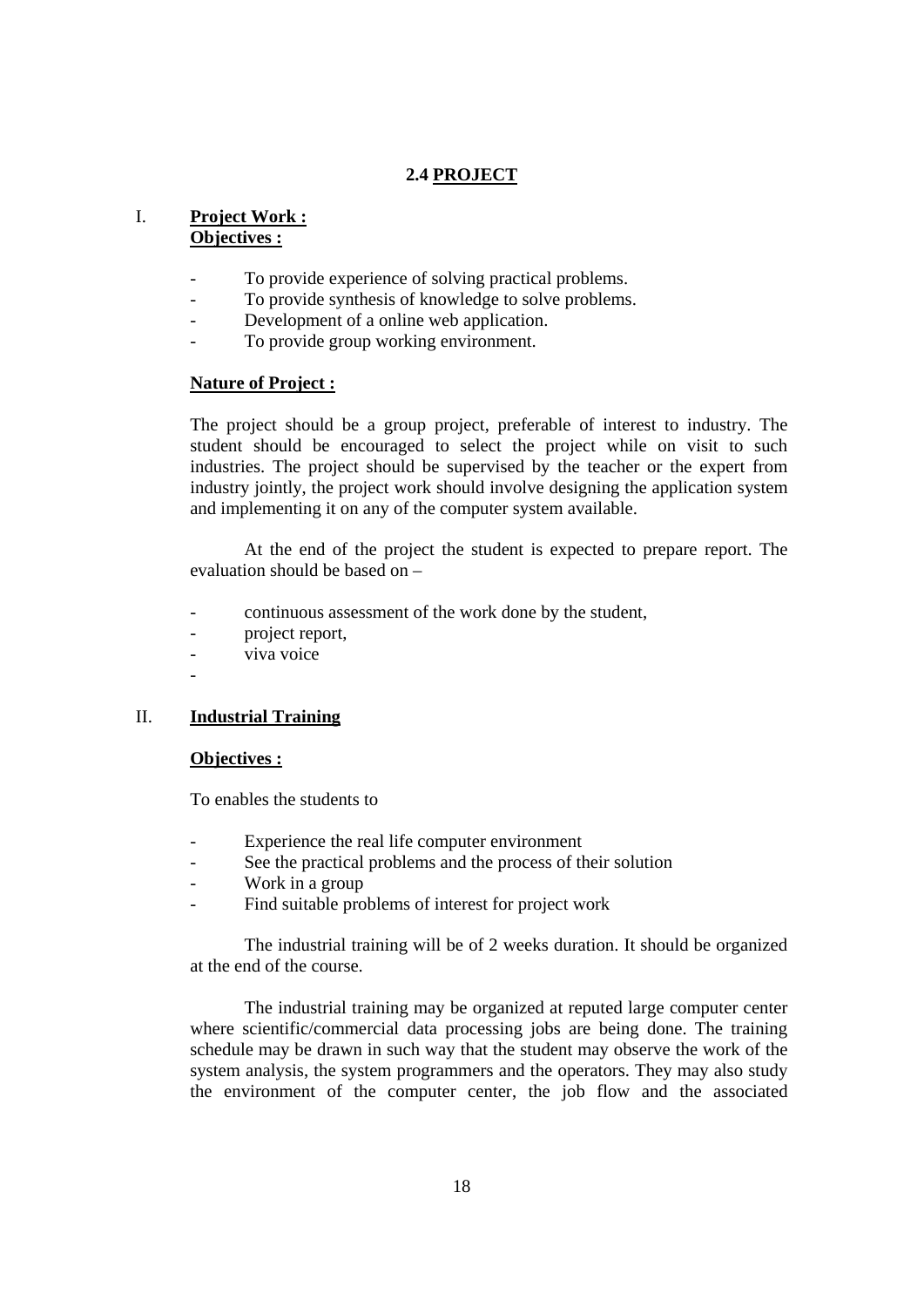## 2.4 PROJECT

### I. Project Work :

**Objectives :**

- To provide experience of solving practical problems.
- To provide synthesis of knowledge to solve problems.
- Development of a online web application.
- To provide group working environment.

**Nature of Project :**

The project should be a group project, preferable of interest to industry. The student should be encouraged to select the project while on visit to such industries. The project should be supervised by the teacher or the expert from industry jointly, the project work should involve designing the application system and implementing it on any of the computer system available.

At the end of the project the student is expected to prepare report. The evaluation should be based on –

- continuous assessment of the work done by the student,
- project report,
- viva voice
-

### II. Industrial Training

**Objectives :**

To enables the students to

- Experience the real life computer environment
- See the practical problems and the process of their solution
- Work in a group
- Find suitable problems of interest for project work

The industrial training will be of 2 weeks duration. It should be organized at the end of the course.

The industrial training may be organized at reputed large computer center where scientific/commercial data processing jobs are being done. The training schedule may be drawn in such way that the student may observe the work of the system analysis, the system programmers and the operators. They may also study the environment of the computer center, the job flow and the associated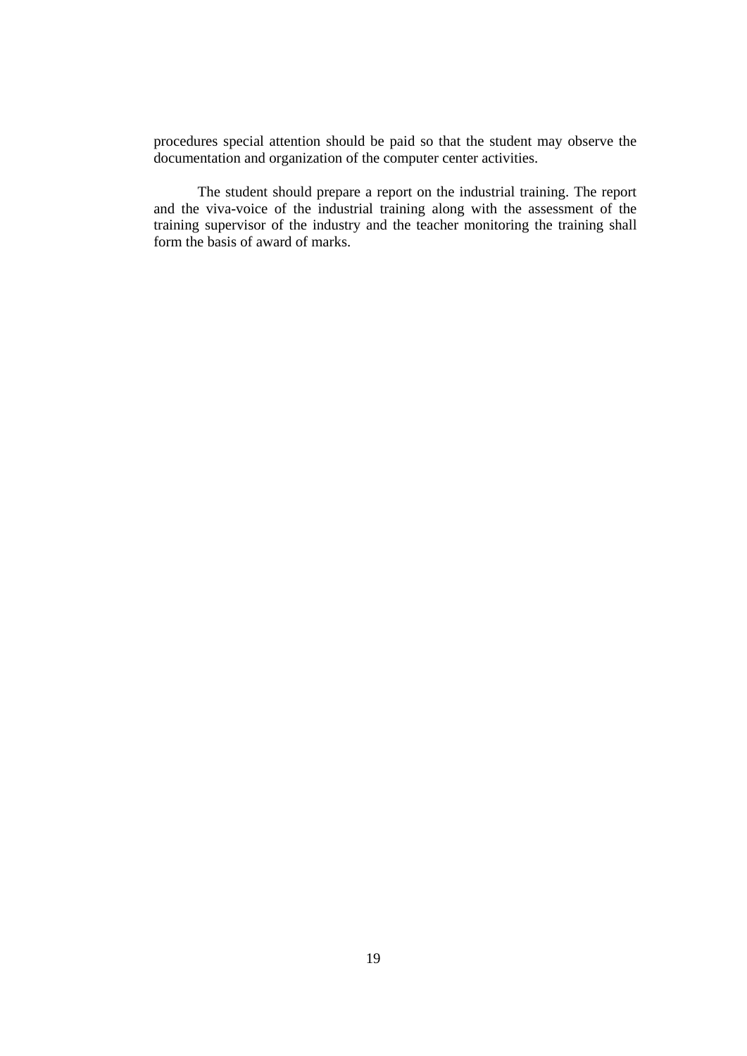procedures special attention should be paid so that the student may observe the documentation and organization of the computer center activities.

The student should prepare a report on the industrial training. The report and the viva-voice of the industrial training along with the assessment of the training supervisor of the industry and the teacher monitoring the training shall form the basis of award of marks.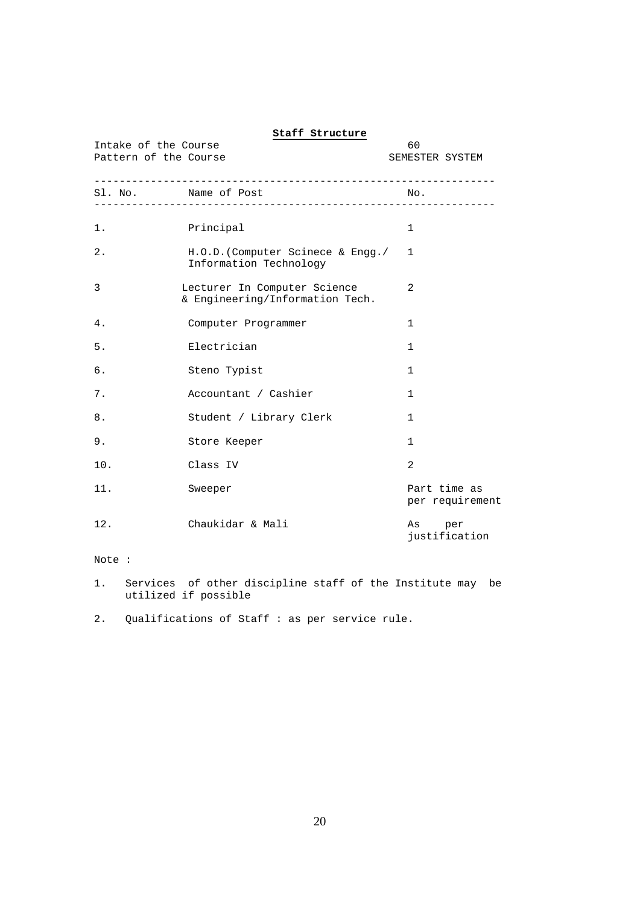## Staff Structure

Intake of the Course — 60

Pattern of the Course — SEMESTER SYSTEM

| Sl. No. | Name of Post | No. |
|---|---|---|
| 1. | Principal | 1 |
| 2. | H.O.D.(Computer Scinece & Engg./ Information Technology | 1 |
| 3 | Lecturer In Computer Science & Engineering/Information Tech. | 2 |
| 4. | Computer Programmer | 1 |
| 5. | Electrician | 1 |
| 6. | Steno Typist | 1 |
| 7. | Accountant / Cashier | 1 |
| 8. | Student / Library Clerk | 1 |
| 9. | Store Keeper | 1 |
| 10. | Class IV | 2 |
| 11. | Sweeper | Part time as per requirement |
| 12. | Chaukidar & Mali | As per justification |

Note :

1. Services of other discipline staff of the Institute may be utilized if possible
2. Qualifications of Staff : as per service rule.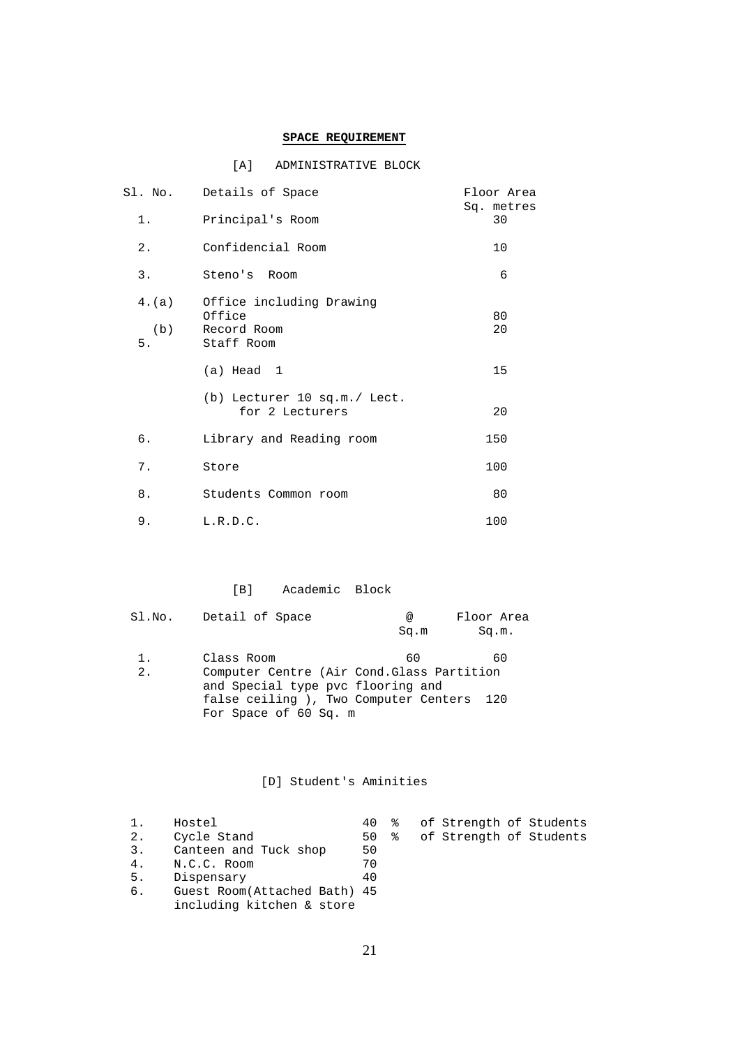## SPACE REQUIREMENT

### [A] ADMINISTRATIVE BLOCK

| Sl. No. | Details of Space | Floor Area Sq. metres |
|---|---|---|
| 1. | Principal's Room | 30 |
| 2. | Confidencial Room | 10 |
| 3. | Steno's Room | 6 |
| 4.(a) | Office including Drawing Office | 80 |
| (b) | Record Room | 20 |
| 5. | Staff Room | |
| | (a) Head 1 | 15 |
| | (b) Lecturer 10 sq.m./ Lect. for 2 Lecturers | 20 |
| 6. | Library and Reading room | 150 |
| 7. | Store | 100 |
| 8. | Students Common room | 80 |
| 9. | L.R.D.C. | 100 |

### [B] Academic Block

| Sl.No. | Detail of Space | @ Sq.m | Floor Area Sq.m. |
|---|---|---|---|
| 1. | Class Room | 60 | 60 |
| 2. | Computer Centre (Air Cond.Glass Partition and Special type pvc flooring and false ceiling ), Two Computer Centers For Space of 60 Sq. m | | 120 |

### [D] Student's Aminities

| | | | |
|---|---|---|---|
| 1. | Hostel | 40 % | of Strength of Students |
| 2. | Cycle Stand | 50 % | of Strength of Students |
| 3. | Canteen and Tuck shop | 50 | |
| 4. | N.C.C. Room | 70 | |
| 5. | Dispensary | 40 | |
| 6. | Guest Room(Attached Bath) including kitchen & store | 45 | |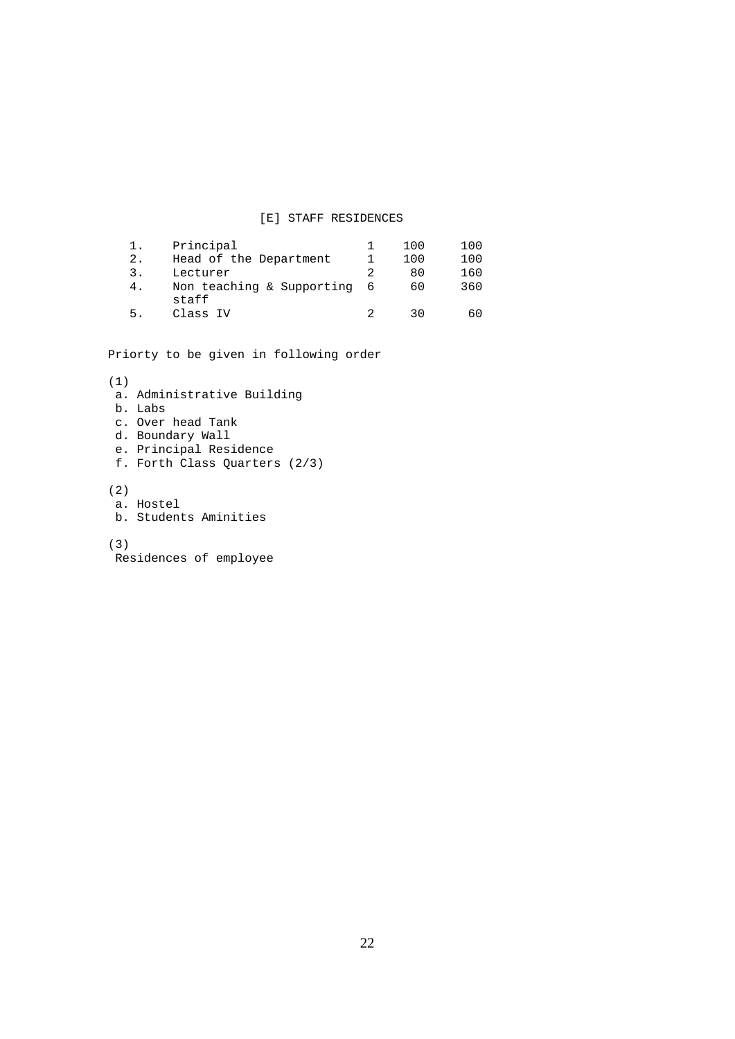## [E] STAFF RESIDENCES

| | | | | |
|---|---|---|---|---|
| 1. | Principal | 1 | 100 | 100 |
| 2. | Head of the Department | 1 | 100 | 100 |
| 3. | Lecturer | 2 | 80 | 160 |
| 4. | Non teaching & Supporting staff | 6 | 60 | 360 |
| 5. | Class IV | 2 | 30 | 60 |

Priorty to be given in following order

(1)
- a. Administrative Building
- b. Labs
- c. Over head Tank
- d. Boundary Wall
- e. Principal Residence
- f. Forth Class Quarters (2/3)

(2)
- a. Hostel
- b. Students Aminities

(3)
Residences of employee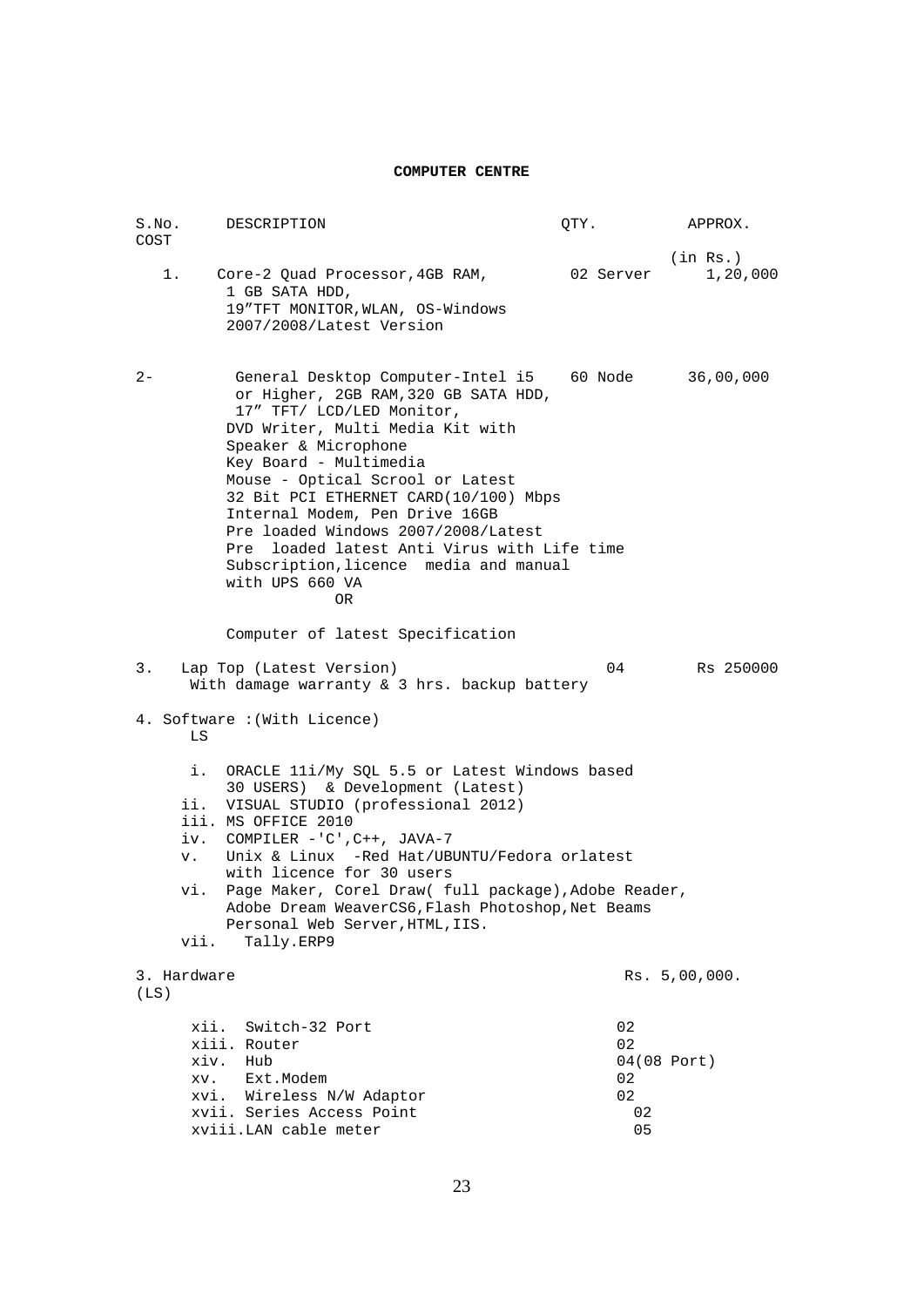## COMPUTER CENTRE

| S.No. | DESCRIPTION | QTY. | APPROX. COST (in Rs.) |
|---|---|---|---|
| 1. | Core-2 Quad Processor,4GB RAM, 1 GB SATA HDD, 19"TFT MONITOR,WLAN, OS-Windows 2007/2008/Latest Version | 02 Server | 1,20,000 |
| 2- | General Desktop Computer-Intel i5 or Higher, 2GB RAM,320 GB SATA HDD, 17" TFT/ LCD/LED Monitor, DVD Writer, Multi Media Kit with Speaker & Microphone Key Board - Multimedia Mouse - Optical Scrool or Latest 32 Bit PCI ETHERNET CARD(10/100) Mbps Internal Modem, Pen Drive 16GB Pre loaded Windows 2007/2008/Latest Pre loaded latest Anti Virus with Life time Subscription,licence media and manual with UPS 660 VA<br>OR<br>Computer of latest Specification | 60 Node | 36,00,000 |
| 3. | Lap Top (Latest Version) With damage warranty & 3 hrs. backup battery | 04 | Rs 250000 |

4. Software :(With Licence)
LS

i. ORACLE 11i/My SQL 5.5 or Latest Windows based 30 USERS) & Development (Latest)
ii. VISUAL STUDIO (professional 2012)
iii. MS OFFICE 2010
iv. COMPILER -'C',C++, JAVA-7
v. Unix & Linux -Red Hat/UBUNTU/Fedora orlatest with licence for 30 users
vi. Page Maker, Corel Draw( full package),Adobe Reader, Adobe Dream WeaverCS6,Flash Photoshop,Net Beams Personal Web Server,HTML,IIS.
vii. Tally.ERP9

3. Hardware (LS) — Rs. 5,00,000.

| | Item | QTY. |
|---|---|---|
| xii. | Switch-32 Port | 02 |
| xiii. | Router | 02 |
| xiv. | Hub | 04(08 Port) |
| xv. | Ext.Modem | 02 |
| xvi. | Wireless N/W Adaptor | 02 |
| xvii. | Series Access Point | 02 |
| xviii. | LAN cable meter | 05 |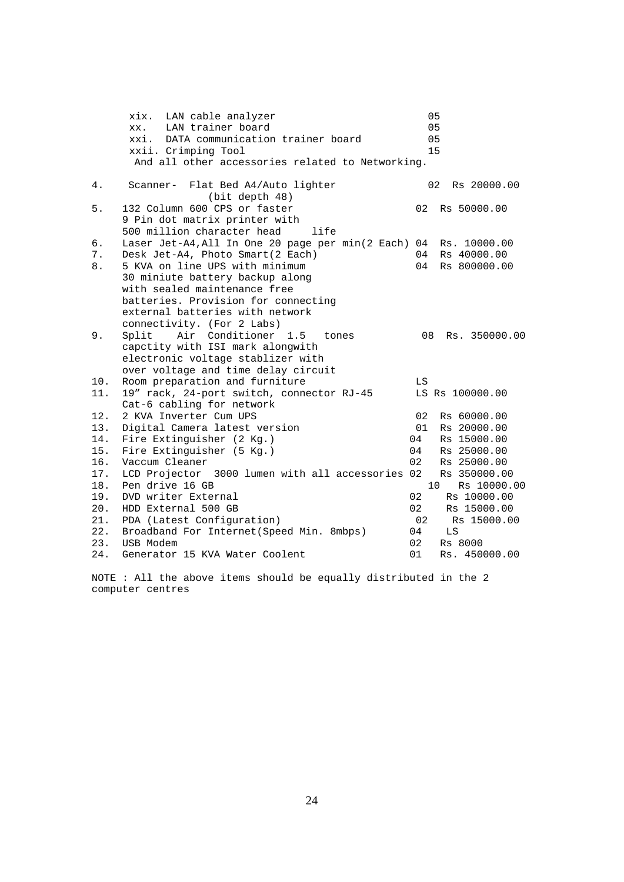| S.No. | Item | Qty | Amount |
|---|---|---|---|
| | xix. LAN cable analyzer | 05 | |
| | xx. LAN trainer board | 05 | |
| | xxi. DATA communication trainer board | 05 | |
| | xxii. Crimping Tool | 15 | |
| | And all other accessories related to Networking. | | |
| 4. | Scanner- Flat Bed A4/Auto lighter (bit depth 48) | 02 | Rs 20000.00 |
| 5. | 132 Column 600 CPS or faster 9 Pin dot matrix printer with 500 million character head life | 02 | Rs 50000.00 |
| 6. | Laser Jet-A4,All In One 20 page per min(2 Each) | 04 | Rs. 10000.00 |
| 7. | Desk Jet-A4, Photo Smart(2 Each) | 04 | Rs 40000.00 |
| 8. | 5 KVA on line UPS with minimum 30 miniute battery backup along with sealed maintenance free batteries. Provision for connecting external batteries with network connectivity. (For 2 Labs) | 04 | Rs 800000.00 |
| 9. | Split Air Conditioner 1.5 tones capctity with ISI mark alongwith electronic voltage stablizer with over voltage and time delay circuit | 08 | Rs. 350000.00 |
| 10. | Room preparation and furniture | LS | |
| 11. | 19" rack, 24-port switch, connector RJ-45 Cat-6 cabling for network | LS | Rs 100000.00 |
| 12. | 2 KVA Inverter Cum UPS | 02 | Rs 60000.00 |
| 13. | Digital Camera latest version | 01 | Rs 20000.00 |
| 14. | Fire Extinguisher (2 Kg.) | 04 | Rs 15000.00 |
| 15. | Fire Extinguisher (5 Kg.) | 04 | Rs 25000.00 |
| 16. | Vaccum Cleaner | 02 | Rs 25000.00 |
| 17. | LCD Projector 3000 lumen with all accessories | 02 | Rs 350000.00 |
| 18. | Pen drive 16 GB | 10 | Rs 10000.00 |
| 19. | DVD writer External | 02 | Rs 10000.00 |
| 20. | HDD External 500 GB | 02 | Rs 15000.00 |
| 21. | PDA (Latest Configuration) | 02 | Rs 15000.00 |
| 22. | Broadband For Internet(Speed Min. 8mbps) | 04 | LS |
| 23. | USB Modem | 02 | Rs 8000 |
| 24. | Generator 15 KVA Water Coolent | 01 | Rs. 450000.00 |

NOTE : All the above items should be equally distributed in the 2 computer centres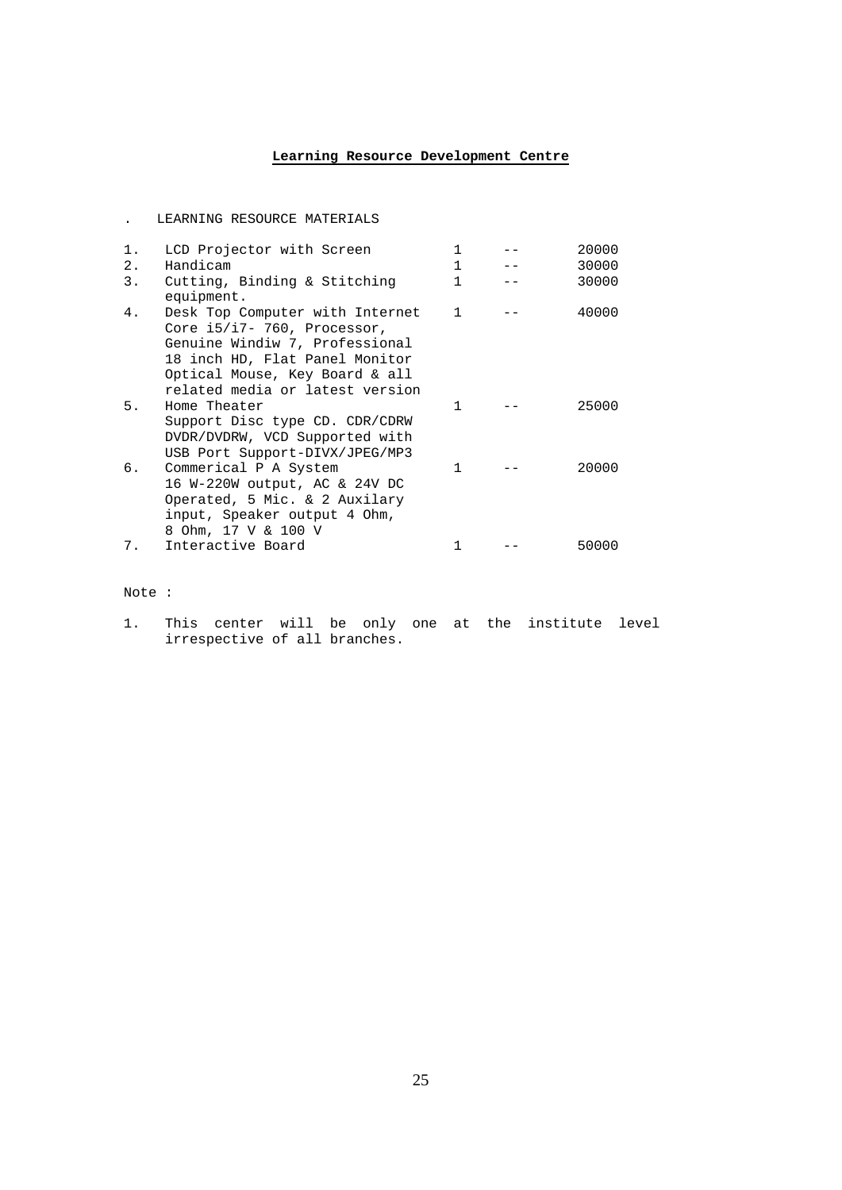## Learning Resource Development Centre

. LEARNING RESOURCE MATERIALS

| | | | | |
|---|---|---|---|---|
| 1. | LCD Projector with Screen | 1 | -- | 20000 |
| 2. | Handicam | 1 | -- | 30000 |
| 3. | Cutting, Binding & Stitching equipment. | 1 | -- | 30000 |
| 4. | Desk Top Computer with Internet Core i5/i7- 760, Processor, Genuine Windiw 7, Professional 18 inch HD, Flat Panel Monitor Optical Mouse, Key Board & all related media or latest version | 1 | -- | 40000 |
| 5. | Home Theater Support Disc type CD. CDR/CDRW DVDR/DVDRW, VCD Supported with USB Port Support-DIVX/JPEG/MP3 | 1 | -- | 25000 |
| 6. | Commerical P A System 16 W-220W output, AC & 24V DC Operated, 5 Mic. & 2 Auxilary input, Speaker output 4 Ohm, 8 Ohm, 17 V & 100 V | 1 | -- | 20000 |
| 7. | Interactive Board | 1 | -- | 50000 |

Note :

1. This center will be only one at the institute level irrespective of all branches.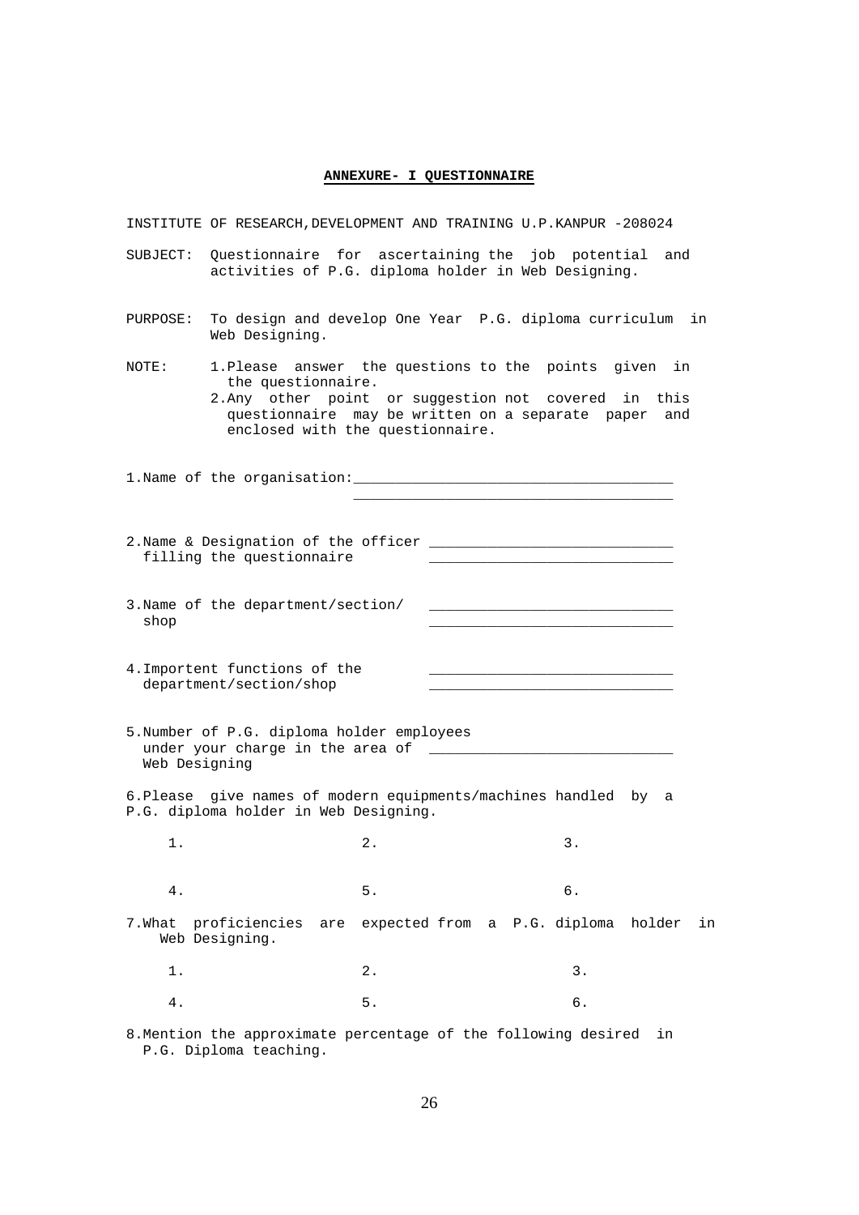## ANNEXURE- I QUESTIONNAIRE

INSTITUTE OF RESEARCH,DEVELOPMENT AND TRAINING U.P.KANPUR -208024

SUBJECT: Questionnaire for ascertaining the job potential and activities of P.G. diploma holder in Web Designing.

PURPOSE: To design and develop One Year P.G. diploma curriculum in Web Designing.

NOTE:
1. Please answer the questions to the points given in the questionnaire.
2. Any other point or suggestion not covered in this questionnaire may be written on a separate paper and enclosed with the questionnaire.

1.Name of the organisation:_____________________________________
_____________________________________

2.Name & Designation of the officer _____________________________
filling the questionnaire _____________________________

3.Name of the department/section/ _____________________________
shop _____________________________

4.Importent functions of the _____________________________
department/section/shop _____________________________

5.Number of P.G. diploma holder employees under your charge in the area of Web Designing _____________________________

6.Please give names of modern equipments/machines handled by a P.G. diploma holder in Web Designing.

| | | |
|---|---|---|
| 1. | 2. | 3. |
| 4. | 5. | 6. |

7.What proficiencies are expected from a P.G. diploma holder in Web Designing.

| | | |
|---|---|---|
| 1. | 2. | 3. |
| 4. | 5. | 6. |

8.Mention the approximate percentage of the following desired in P.G. Diploma teaching.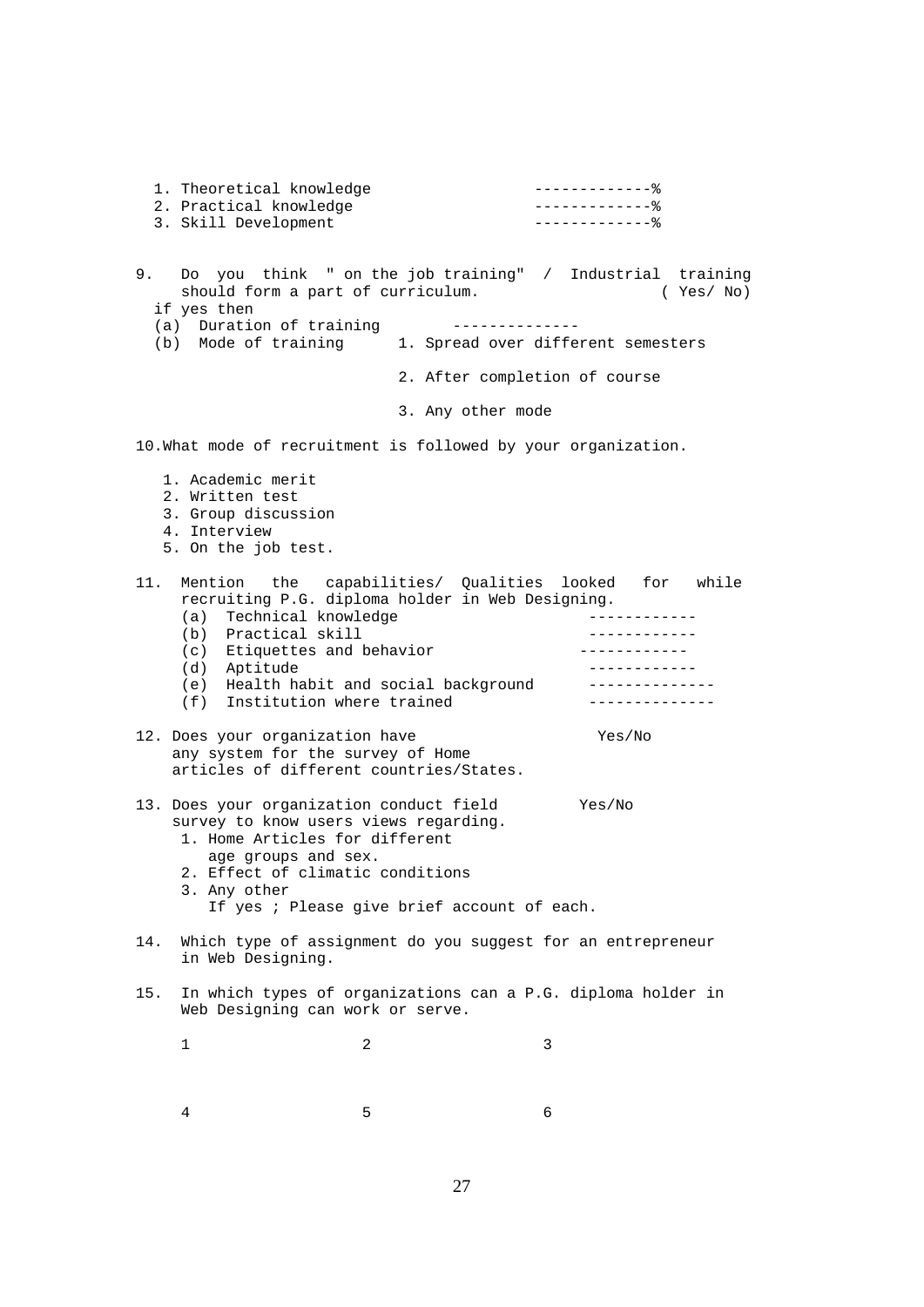1. Theoretical knowledge -------------%
2. Practical knowledge -------------%
3. Skill Development -------------%

9. Do you think " on the job training" / Industrial training should form a part of curriculum. ( Yes/ No)

   if yes then

   (a) Duration of training --------------

   (b) Mode of training
      1. Spread over different semesters
      2. After completion of course
      3. Any other mode

10. What mode of recruitment is followed by your organization.

    1. Academic merit
    2. Written test
    3. Group discussion
    4. Interview
    5. On the job test.

11. Mention the capabilities/ Qualities looked for while recruiting P.G. diploma holder in Web Designing.

    (a) Technical knowledge ------------
    (b) Practical skill ------------
    (c) Etiquettes and behavior ------------
    (d) Aptitude ------------
    (e) Health habit and social background --------------
    (f) Institution where trained --------------

12. Does your organization have any system for the survey of Home articles of different countries/States. Yes/No

13. Does your organization conduct field survey to know users views regarding. Yes/No

    1. Home Articles for different age groups and sex.
    2. Effect of climatic conditions
    3. Any other

       If yes ; Please give brief account of each.

14. Which type of assignment do you suggest for an entrepreneur in Web Designing.

15. In which types of organizations can a P.G. diploma holder in Web Designing can work or serve.

    1 2 3

    4 5 6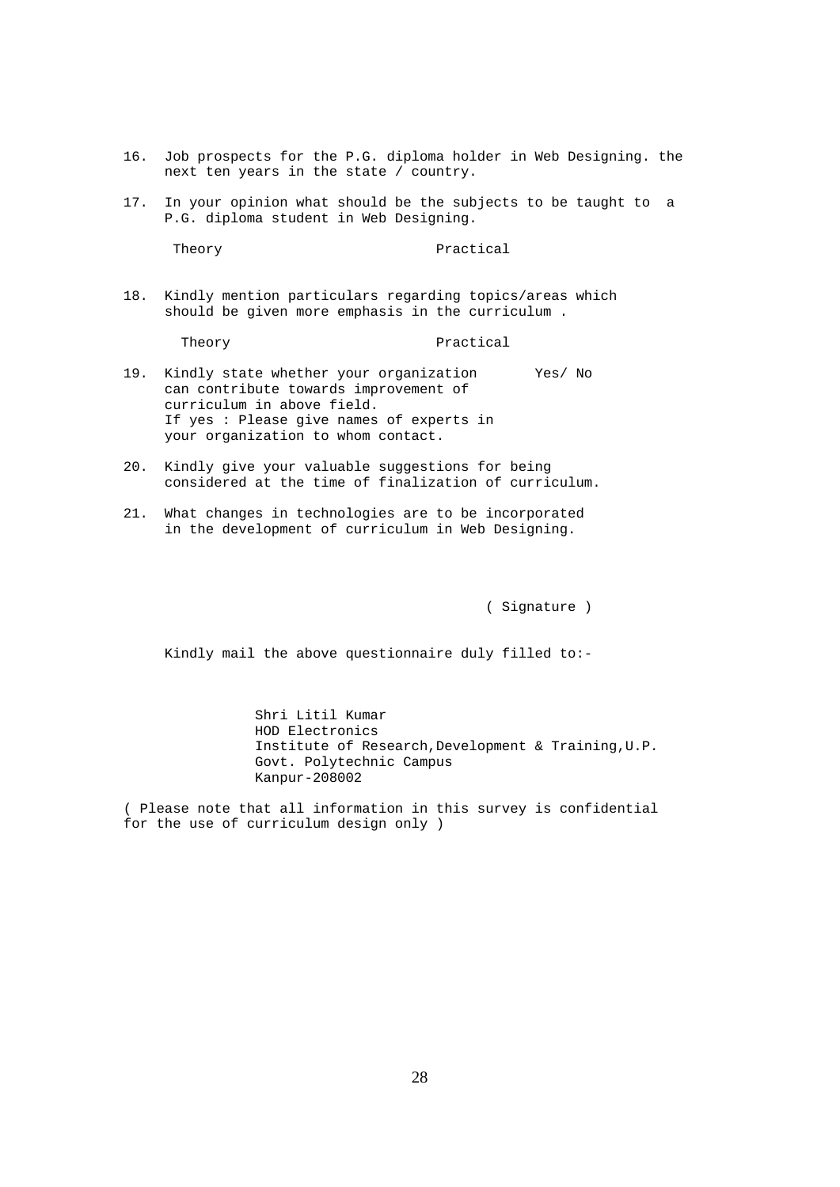16. Job prospects for the P.G. diploma holder in Web Designing. the next ten years in the state / country.

17. In your opinion what should be the subjects to be taught to a P.G. diploma student in Web Designing.

    Theory                              Practical

18. Kindly mention particulars regarding topics/areas which should be given more emphasis in the curriculum .

    Theory                              Practical

19. Kindly state whether your organization can contribute towards improvement of curriculum in above field.    Yes/ No
    If yes : Please give names of experts in your organization to whom contact.

20. Kindly give your valuable suggestions for being considered at the time of finalization of curriculum.

21. What changes in technologies are to be incorporated in the development of curriculum in Web Designing.

( Signature )

Kindly mail the above questionnaire duly filled to:-

Shri Litil Kumar
HOD Electronics
Institute of Research,Development & Training,U.P.
Govt. Polytechnic Campus
Kanpur-208002

( Please note that all information in this survey is confidential for the use of curriculum design only )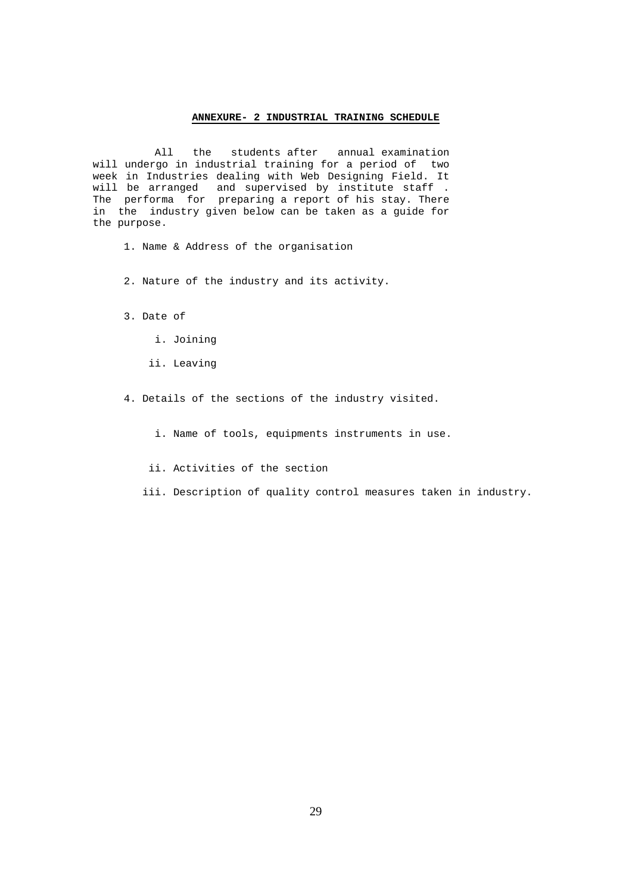## ANNEXURE- 2 INDUSTRIAL TRAINING SCHEDULE

All the students after annual examination will undergo in industrial training for a period of two week in Industries dealing with Web Designing Field. It will be arranged and supervised by institute staff . The performa for preparing a report of his stay. There in the industry given below can be taken as a guide for the purpose.

1. Name & Address of the organisation
2. Nature of the industry and its activity.
3. Date of
   i. Joining
   ii. Leaving
4. Details of the sections of the industry visited.
   i. Name of tools, equipments instruments in use.
   ii. Activities of the section
   iii. Description of quality control measures taken in industry.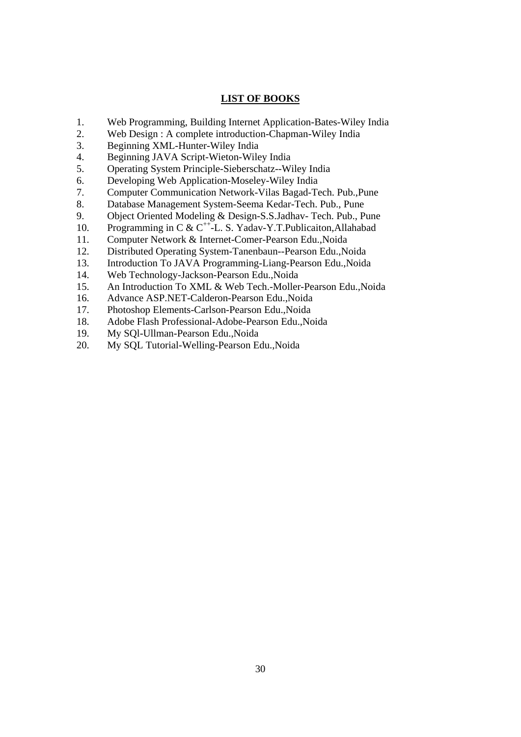## LIST OF BOOKS

1. Web Programming, Building Internet Application-Bates-Wiley India
2. Web Design : A complete introduction-Chapman-Wiley India
3. Beginning XML-Hunter-Wiley India
4. Beginning JAVA Script-Wieton-Wiley India
5. Operating System Principle-Sieberschatz--Wiley India
6. Developing Web Application-Moseley-Wiley India
7. Computer Communication Network-Vilas Bagad-Tech. Pub.,Pune
8. Database Management System-Seema Kedar-Tech. Pub., Pune
9. Object Oriented Modeling & Design-S.S.Jadhav- Tech. Pub., Pune
10. Programming in C & C++-L. S. Yadav-Y.T.Publicaiton,Allahabad
11. Computer Network & Internet-Comer-Pearson Edu.,Noida
12. Distributed Operating System-Tanenbaun--Pearson Edu.,Noida
13. Introduction To JAVA Programming-Liang-Pearson Edu.,Noida
14. Web Technology-Jackson-Pearson Edu.,Noida
15. An Introduction To XML & Web Tech.-Moller-Pearson Edu.,Noida
16. Advance ASP.NET-Calderon-Pearson Edu.,Noida
17. Photoshop Elements-Carlson-Pearson Edu.,Noida
18. Adobe Flash Professional-Adobe-Pearson Edu.,Noida
19. My SQl-Ullman-Pearson Edu.,Noida
20. My SQL Tutorial-Welling-Pearson Edu.,Noida